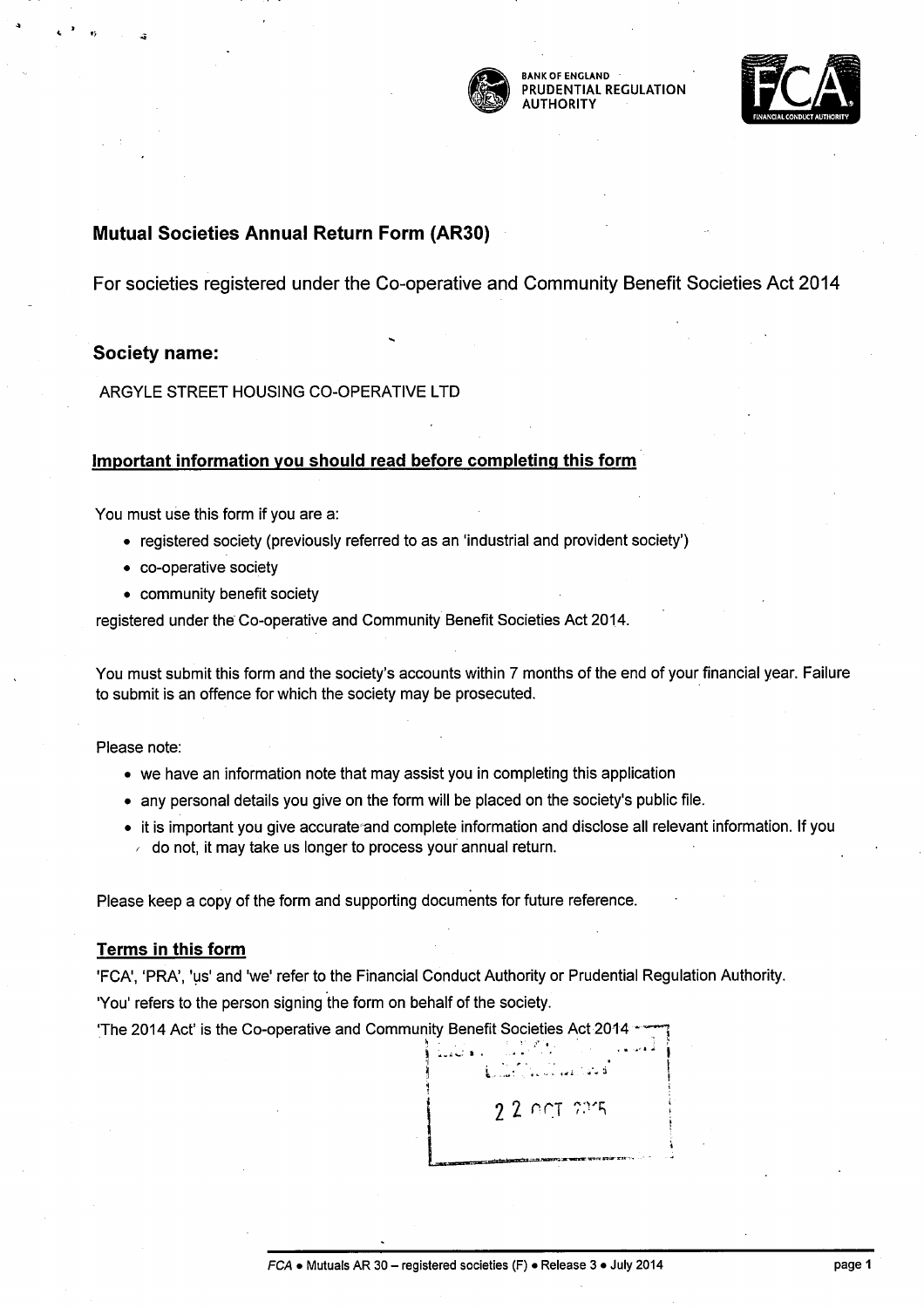BANK OF ENGLAND
PRUDENTIAL REGULATION
AUTHORITY

## Mutual Societies Annual Return Form (AR30)

For societies registered under the Co-operative and Community Benefit Societies Act 2014

### Society name:

ARGYLE STREET HOUSING CO-OPERATIVE LTD

### Important information you should read before completing this form

You must use this form if you are a:

- registered society (previously referred to as an 'industrial and provident society')
- co-operative society
- community benefit society

registered under the Co-operative and Community Benefit Societies Act 2014.

You must submit this form and the society's accounts within 7 months of the end of your financial year. Failure to submit is an offence for which the society may be prosecuted.

Please note:

- we have an information note that may assist you in completing this application
- any personal details you give on the form will be placed on the society's public file.
- it is important you give accurate and complete information and disclose all relevant information. If you do not, it may take us longer to process your annual return.

Please keep a copy of the form and supporting documents for future reference.

### Terms in this form

'FCA', 'PRA', 'us' and 'we' refer to the Financial Conduct Authority or Prudential Regulation Authority.

'You' refers to the person signing the form on behalf of the society.

'The 2014 Act' is the Co-operative and Community Benefit Societies Act 2014

22 OCT 2015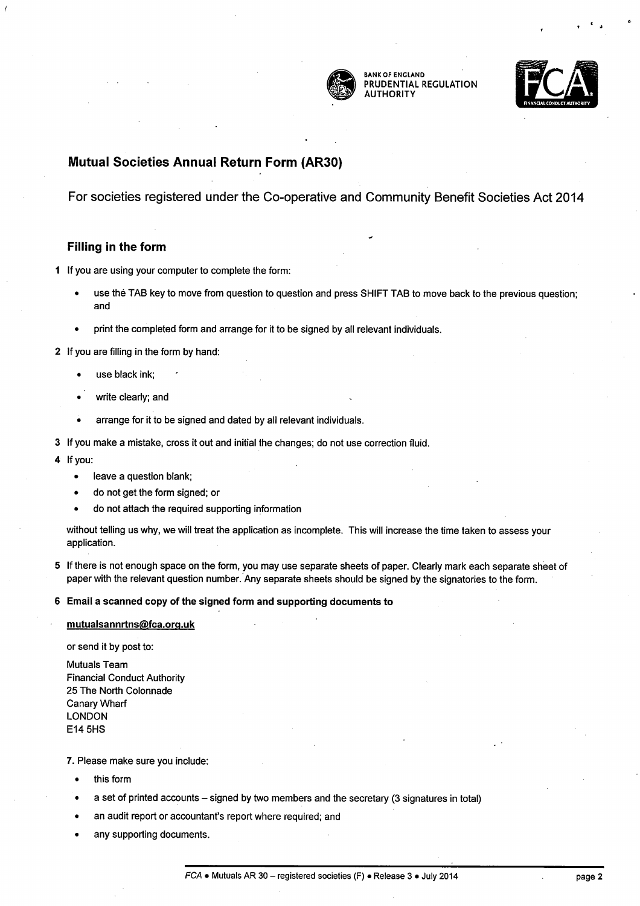BANK OF ENGLAND
PRUDENTIAL REGULATION
AUTHORITY

## Mutual Societies Annual Return Form (AR30)

For societies registered under the Co-operative and Community Benefit Societies Act 2014

### Filling in the form

1 If you are using your computer to complete the form:

- use the TAB key to move from question to question and press SHIFT TAB to move back to the previous question; and
- print the completed form and arrange for it to be signed by all relevant individuals.

2 If you are filling in the form by hand:

- use black ink;
- write clearly; and
- arrange for it to be signed and dated by all relevant individuals.

3 If you make a mistake, cross it out and initial the changes; do not use correction fluid.

4 If you:

- leave a question blank;
- do not get the form signed; or
- do not attach the required supporting information

without telling us why, we will treat the application as incomplete. This will increase the time taken to assess your application.

5 If there is not enough space on the form, you may use separate sheets of paper. Clearly mark each separate sheet of paper with the relevant question number. Any separate sheets should be signed by the signatories to the form.

**6 Email a scanned copy of the signed form and supporting documents to**

**mutualsannrtns@fca.org.uk**

or send it by post to:

Mutuals Team
Financial Conduct Authority
25 The North Colonnade
Canary Wharf
LONDON
E14 5HS

7. Please make sure you include:

- this form
- a set of printed accounts – signed by two members and the secretary (3 signatures in total)
- an audit report or accountant's report where required; and
- any supporting documents.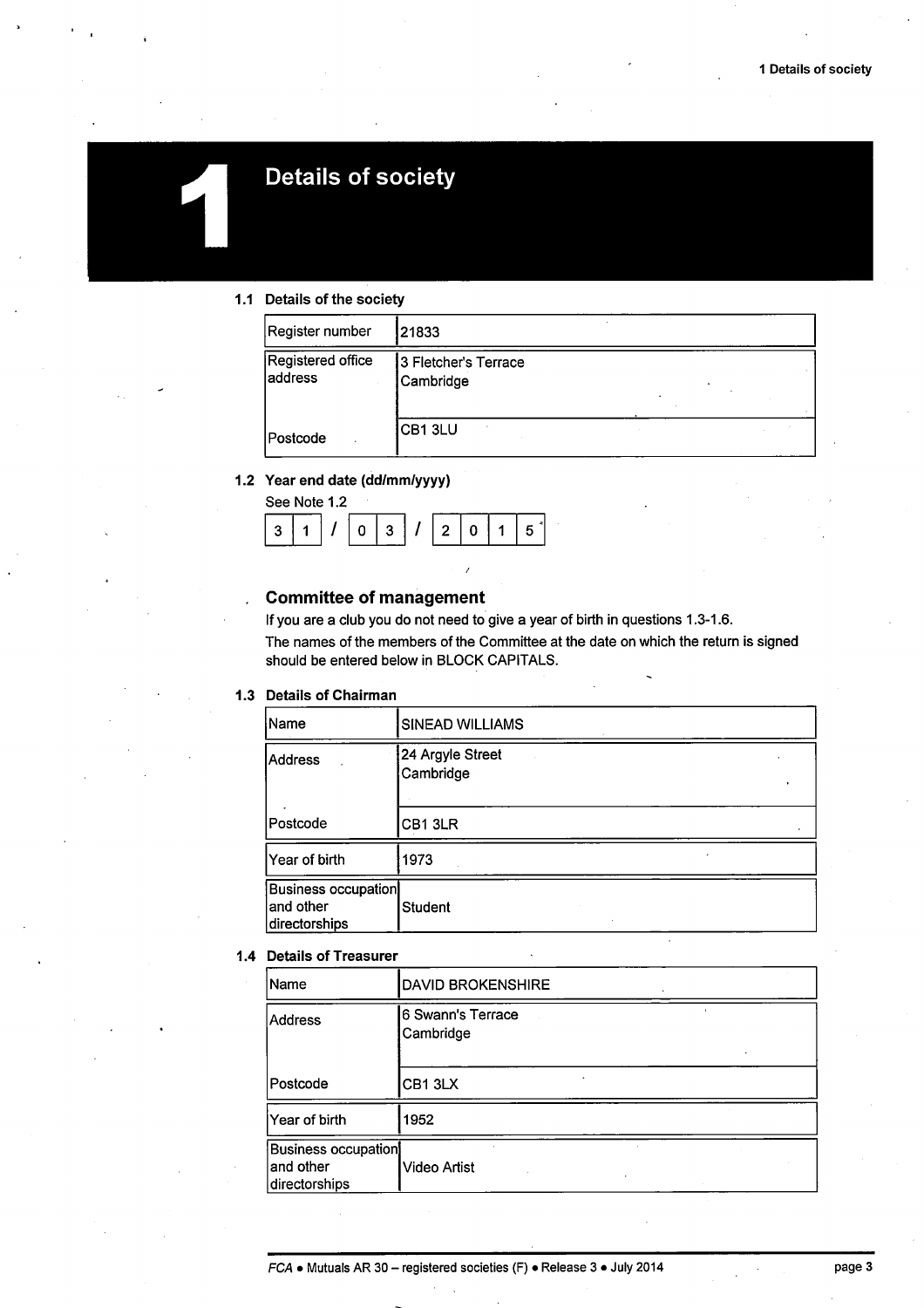# 1 Details of society

### 1.1 Details of the society

| | |
|---|---|
| Register number | 21833 |
| Registered office address | 3 Fletcher's Terrace<br>Cambridge |
| Postcode | CB1 3LU |

### 1.2 Year end date (dd/mm/yyyy)

See Note 1.2

31 / 03 / 2015

## Committee of management

If you are a club you do not need to give a year of birth in questions 1.3-1.6.

The names of the members of the Committee at the date on which the return is signed should be entered below in BLOCK CAPITALS.

### 1.3 Details of Chairman

| | |
|---|---|
| Name | SINEAD WILLIAMS |
| Address | 24 Argyle Street<br>Cambridge |
| Postcode | CB1 3LR |
| Year of birth | 1973 |
| Business occupation and other directorships | Student |

### 1.4 Details of Treasurer

| | |
|---|---|
| Name | DAVID BROKENSHIRE |
| Address | 6 Swann's Terrace<br>Cambridge |
| Postcode | CB1 3LX |
| Year of birth | 1952 |
| Business occupation and other directorships | Video Artist |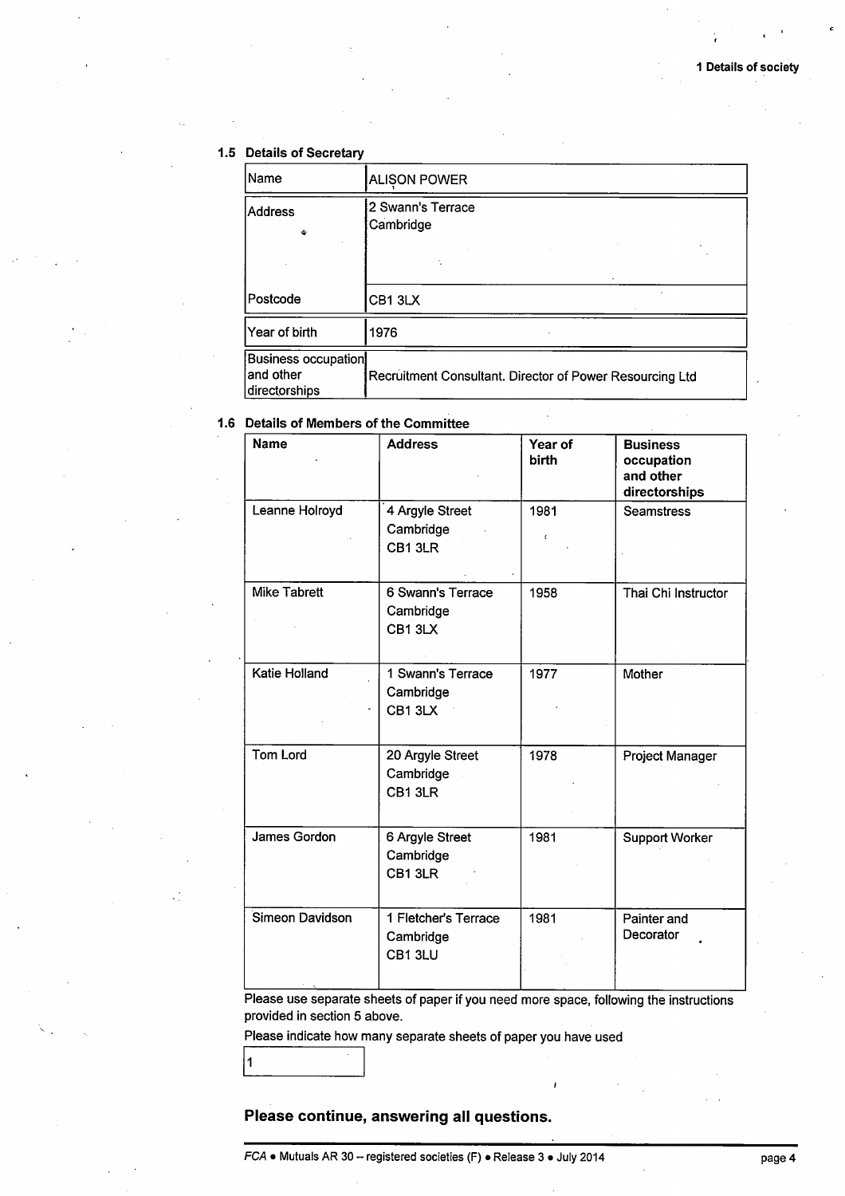### 1.5 Details of Secretary

| | |
|---|---|
| Name | ALISON POWER |
| Address | 2 Swann's Terrace<br>Cambridge |
| Postcode | CB1 3LX |
| Year of birth | 1976 |
| Business occupation and other directorships | Recruitment Consultant. Director of Power Resourcing Ltd |

### 1.6 Details of Members of the Committee

| Name | Address | Year of birth | Business occupation and other directorships |
|---|---|---|---|
| Leanne Holroyd | 4 Argyle Street<br>Cambridge<br>CB1 3LR | 1981 | Seamstress |
| Mike Tabrett | 6 Swann's Terrace<br>Cambridge<br>CB1 3LX | 1958 | Thai Chi Instructor |
| Katie Holland | 1 Swann's Terrace<br>Cambridge<br>CB1 3LX | 1977 | Mother |
| Tom Lord | 20 Argyle Street<br>Cambridge<br>CB1 3LR | 1978 | Project Manager |
| James Gordon | 6 Argyle Street<br>Cambridge<br>CB1 3LR | 1981 | Support Worker |
| Simeon Davidson | 1 Fletcher's Terrace<br>Cambridge<br>CB1 3LU | 1981 | Painter and Decorator |

Please use separate sheets of paper if you need more space, following the instructions provided in section 5 above.

Please indicate how many separate sheets of paper you have used

| 1 |
|---|

**Please continue, answering all questions.**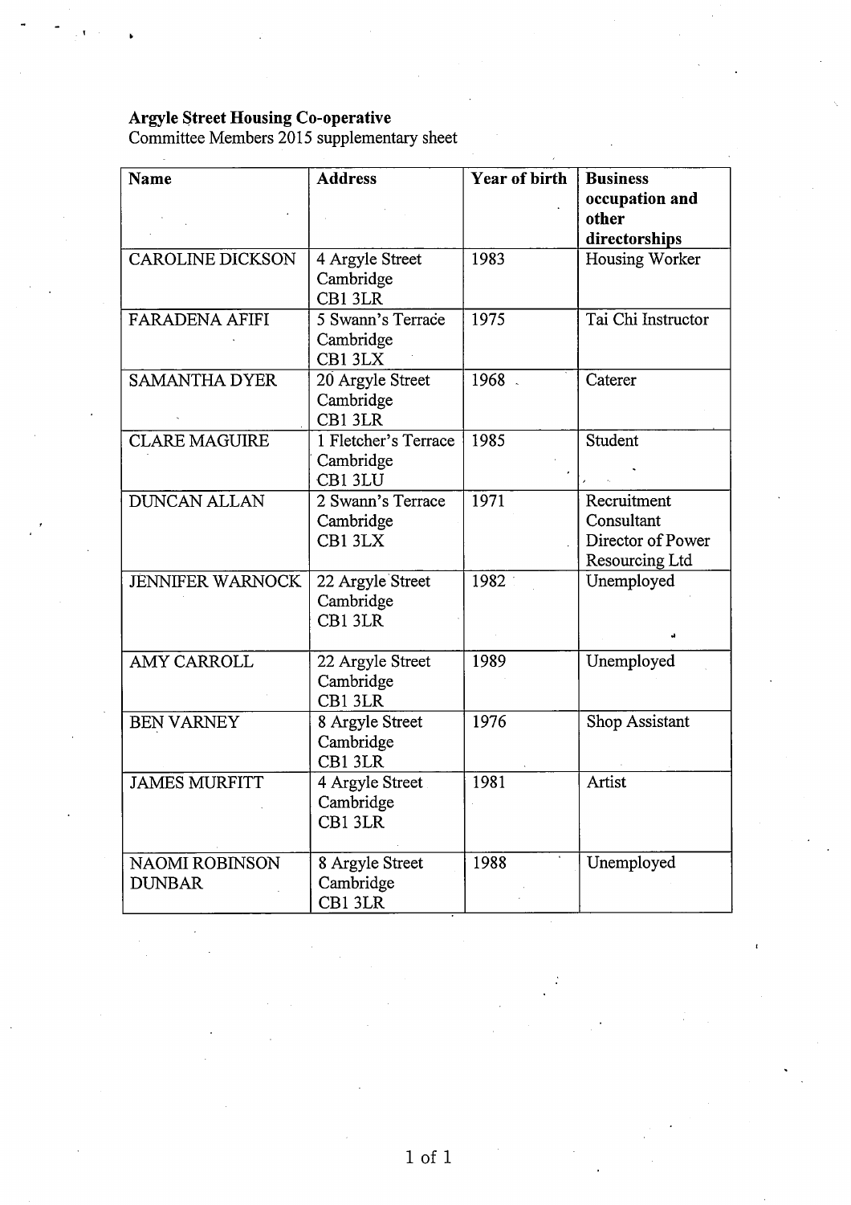**Argyle Street Housing Co-operative**
Committee Members 2015 supplementary sheet

| Name | Address | Year of birth | Business occupation and other directorships |
| --- | --- | --- | --- |
| CAROLINE DICKSON | 4 Argyle Street Cambridge CB1 3LR | 1983 | Housing Worker |
| FARADENA AFIFI | 5 Swann's Terrace Cambridge CB1 3LX | 1975 | Tai Chi Instructor |
| SAMANTHA DYER | 20 Argyle Street Cambridge CB1 3LR | 1968 | Caterer |
| CLARE MAGUIRE | 1 Fletcher's Terrace Cambridge CB1 3LU | 1985 | Student |
| DUNCAN ALLAN | 2 Swann's Terrace Cambridge CB1 3LX | 1971 | Recruitment Consultant Director of Power Resourcing Ltd |
| JENNIFER WARNOCK | 22 Argyle Street Cambridge CB1 3LR | 1982 | Unemployed |
| AMY CARROLL | 22 Argyle Street Cambridge CB1 3LR | 1989 | Unemployed |
| BEN VARNEY | 8 Argyle Street Cambridge CB1 3LR | 1976 | Shop Assistant |
| JAMES MURFITT | 4 Argyle Street Cambridge CB1 3LR | 1981 | Artist |
| NAOMI ROBINSON DUNBAR | 8 Argyle Street Cambridge CB1 3LR | 1988 | Unemployed |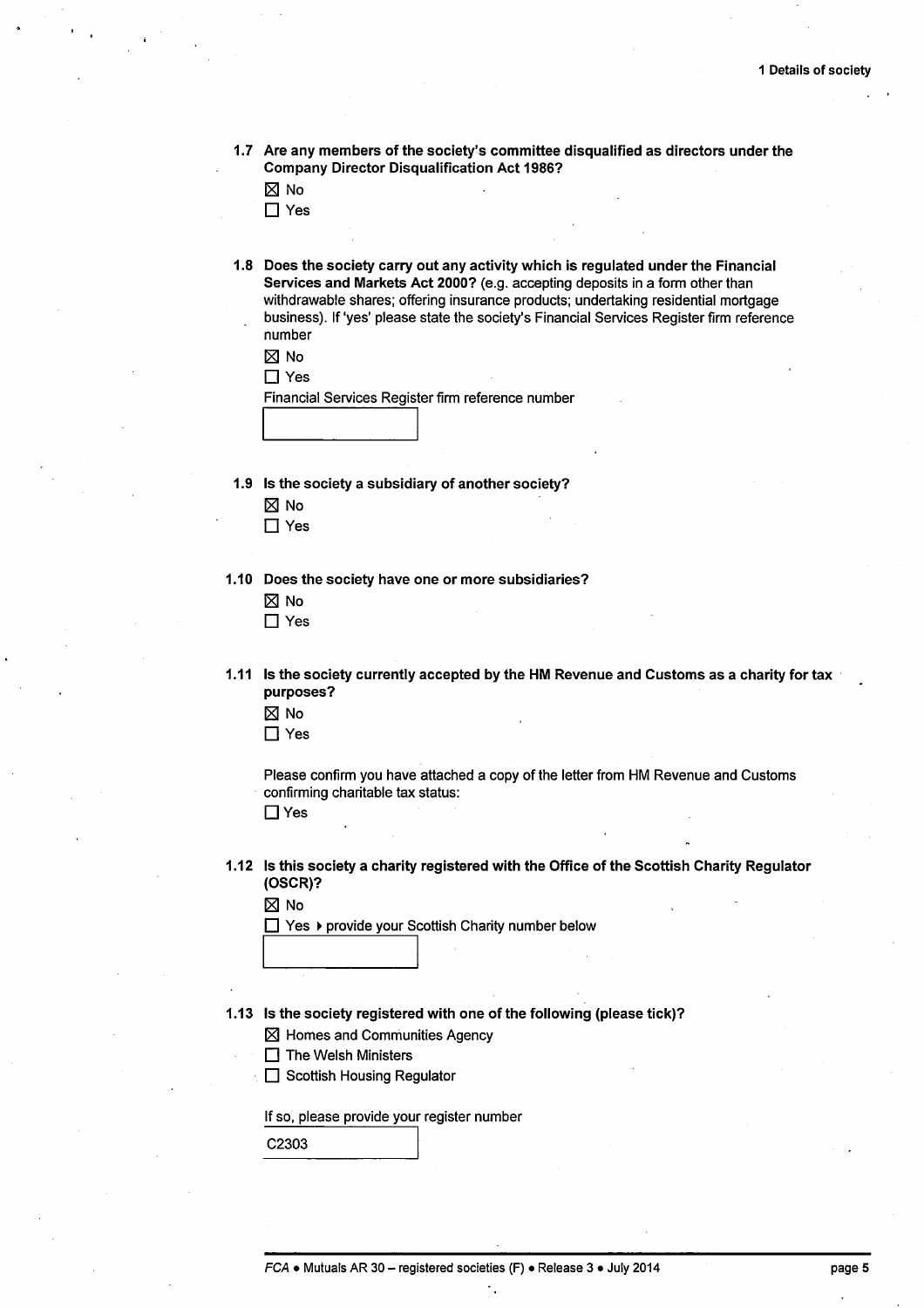**1.7 Are any members of the society's committee disqualified as directors under the Company Director Disqualification Act 1986?**

☒ No

☐ Yes

**1.8 Does the society carry out any activity which is regulated under the Financial Services and Markets Act 2000?** (e.g. accepting deposits in a form other than withdrawable shares; offering insurance products; undertaking residential mortgage business). If 'yes' please state the society's Financial Services Register firm reference number

☒ No

☐ Yes

Financial Services Register firm reference number

**1.9 Is the society a subsidiary of another society?**

☒ No

☐ Yes

**1.10 Does the society have one or more subsidiaries?**

☒ No

☐ Yes

**1.11 Is the society currently accepted by the HM Revenue and Customs as a charity for tax purposes?**

☒ No

☐ Yes

Please confirm you have attached a copy of the letter from HM Revenue and Customs confirming charitable tax status:

☐ Yes

**1.12 Is this society a charity registered with the Office of the Scottish Charity Regulator (OSCR)?**

☒ No

☐ Yes ▸ provide your Scottish Charity number below

**1.13 Is the society registered with one of the following (please tick)?**

☒ Homes and Communities Agency

☐ The Welsh Ministers

☐ Scottish Housing Regulator

If so, please provide your register number

C2303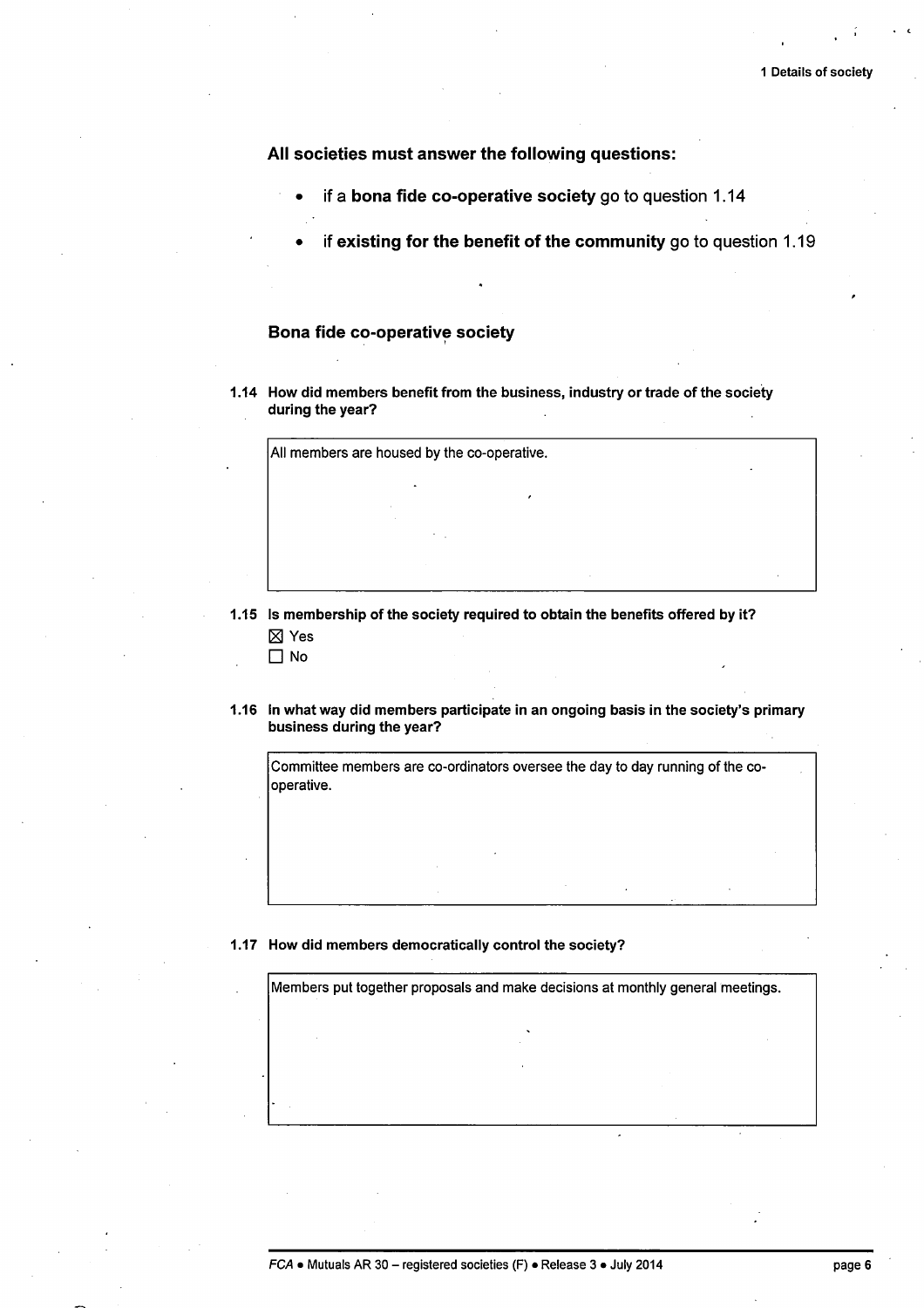**All societies must answer the following questions:**

- if a **bona fide co-operative society** go to question 1.14
- if **existing for the benefit of the community** go to question 1.19

### Bona fide co-operative society

**1.14 How did members benefit from the business, industry or trade of the society during the year?**

All members are housed by the co-operative.

**1.15 Is membership of the society required to obtain the benefits offered by it?**

☒ Yes
☐ No

**1.16 In what way did members participate in an ongoing basis in the society's primary business during the year?**

Committee members are co-ordinators oversee the day to day running of the co-operative.

**1.17 How did members democratically control the society?**

Members put together proposals and make decisions at monthly general meetings.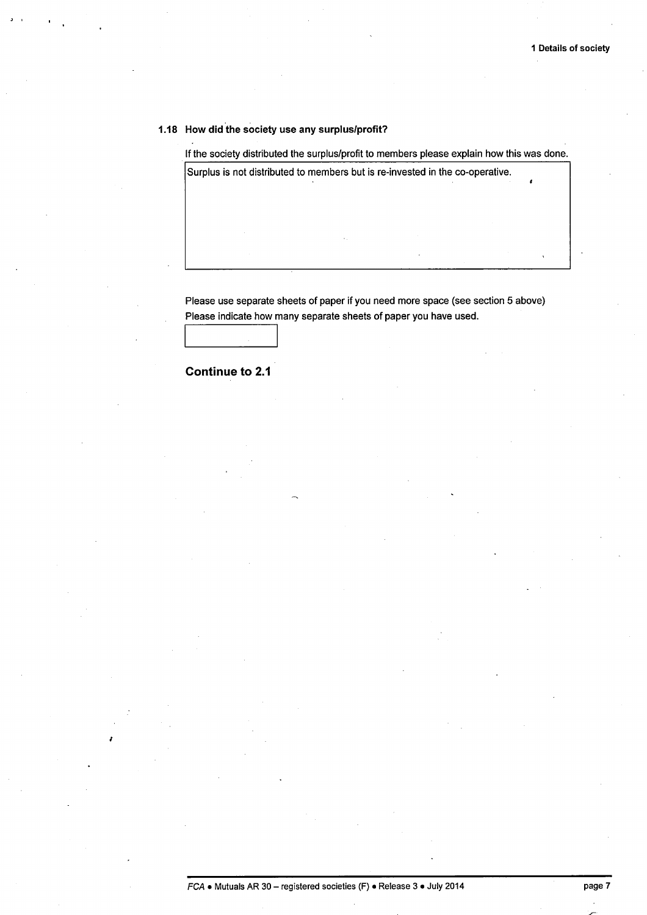### 1.18 How did the society use any surplus/profit?

If the society distributed the surplus/profit to members please explain how this was done.

| Surplus is not distributed to members but is re-invested in the co-operative. |
|---|

Please use separate sheets of paper if you need more space (see section 5 above)

Please indicate how many separate sheets of paper you have used.

| |
|---|

**Continue to 2.1**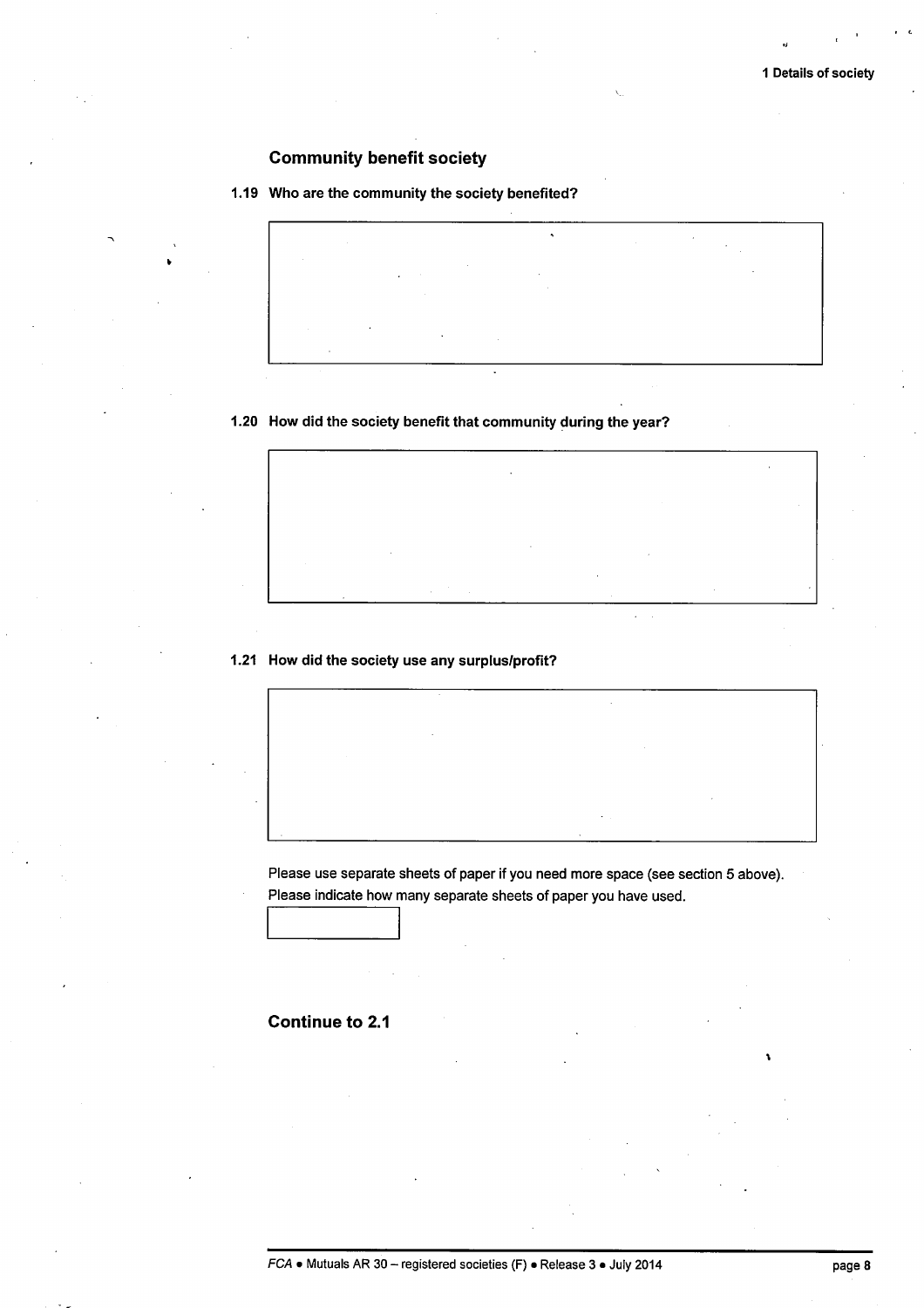## Community benefit society

**1.19 Who are the community the society benefited?**

**1.20 How did the society benefit that community during the year?**

**1.21 How did the society use any surplus/profit?**

Please use separate sheets of paper if you need more space (see section 5 above).
Please indicate how many separate sheets of paper you have used.

**Continue to 2.1**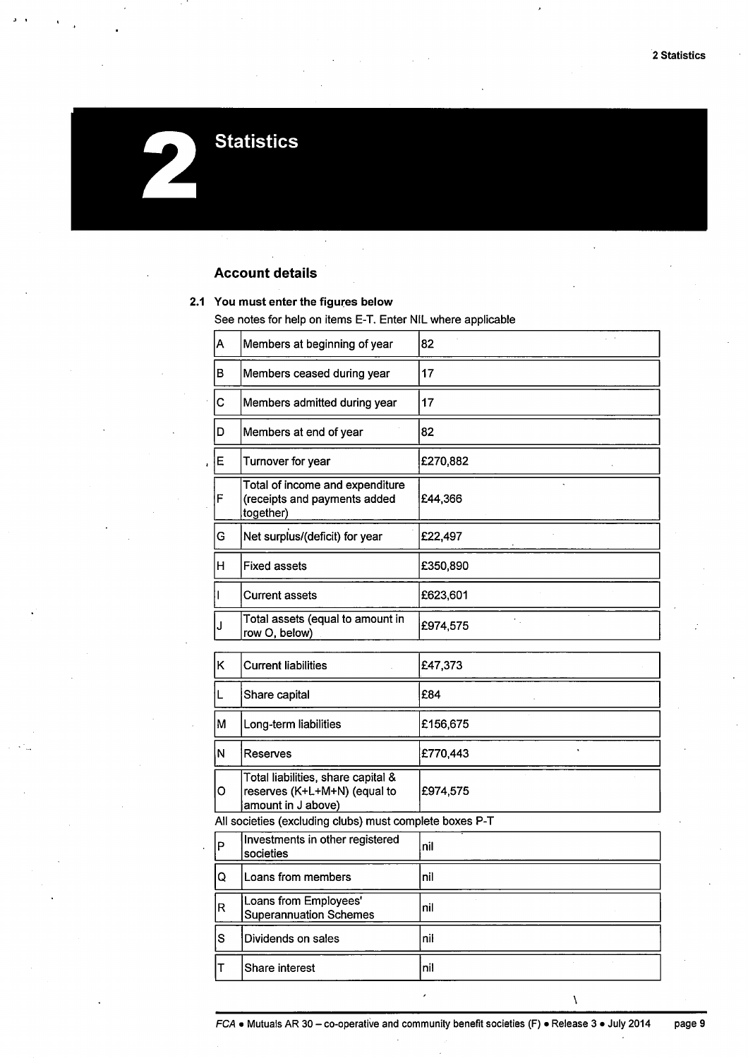# 2 Statistics

## Account details

**2.1 You must enter the figures below**

See notes for help on items E-T. Enter NIL where applicable

| | | |
|---|---|---|
| A | Members at beginning of year | 82 |
| B | Members ceased during year | 17 |
| C | Members admitted during year | 17 |
| D | Members at end of year | 82 |
| E | Turnover for year | £270,882 |
| F | Total of income and expenditure (receipts and payments added together) | £44,366 |
| G | Net surplus/(deficit) for year | £22,497 |
| H | Fixed assets | £350,890 |
| I | Current assets | £623,601 |
| J | Total assets (equal to amount in row O, below) | £974,575 |
| K | Current liabilities | £47,373 |
| L | Share capital | £84 |
| M | Long-term liabilities | £156,675 |
| N | Reserves | £770,443 |
| O | Total liabilities, share capital & reserves (K+L+M+N) (equal to amount in J above) | £974,575 |

All societies (excluding clubs) must complete boxes P-T

| | | |
|---|---|---|
| P | Investments in other registered societies | nil |
| Q | Loans from members | nil |
| R | Loans from Employees' Superannuation Schemes | nil |
| S | Dividends on sales | nil |
| T | Share interest | nil |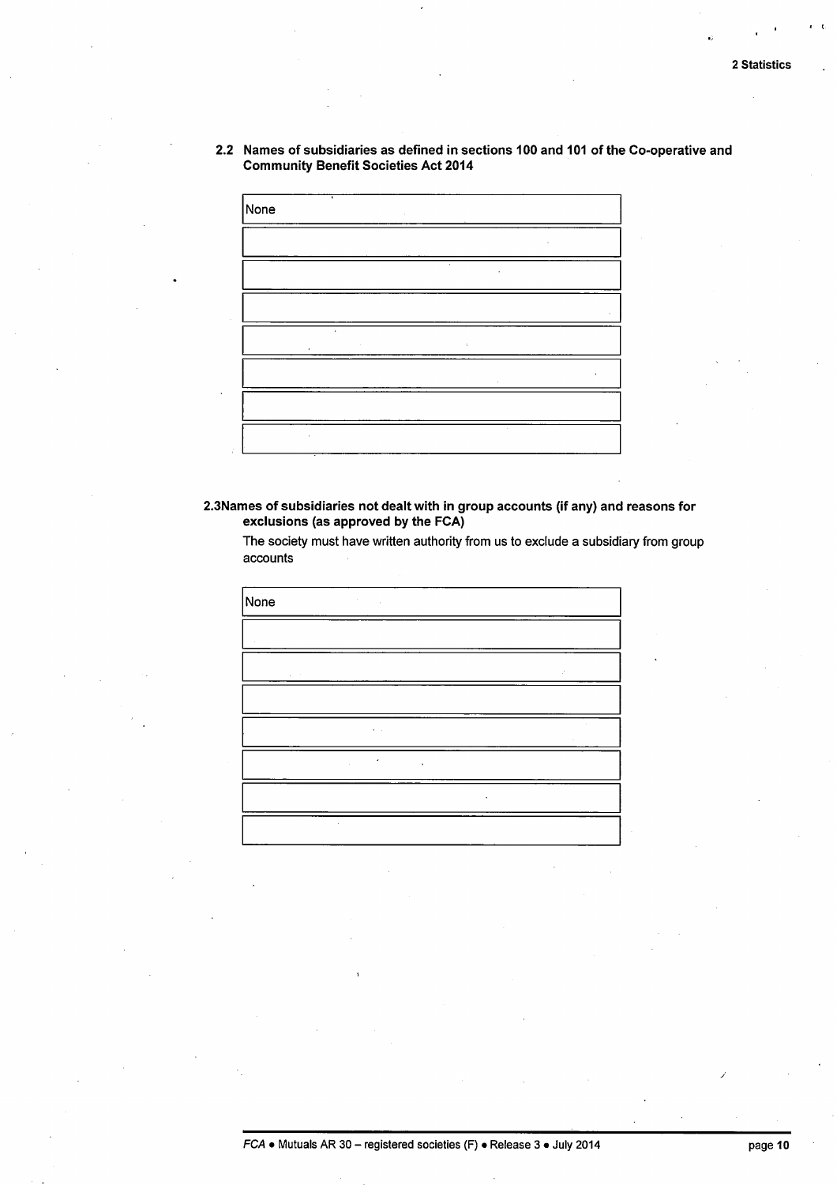## 2.2 Names of subsidiaries as defined in sections 100 and 101 of the Co-operative and Community Benefit Societies Act 2014

| None |
|---|
| |
| |
| |
| |
| |
| |
| |

## 2.3 Names of subsidiaries not dealt with in group accounts (if any) and reasons for exclusions (as approved by the FCA)

The society must have written authority from us to exclude a subsidiary from group accounts

| None |
|---|
| |
| |
| |
| |
| |
| |
| |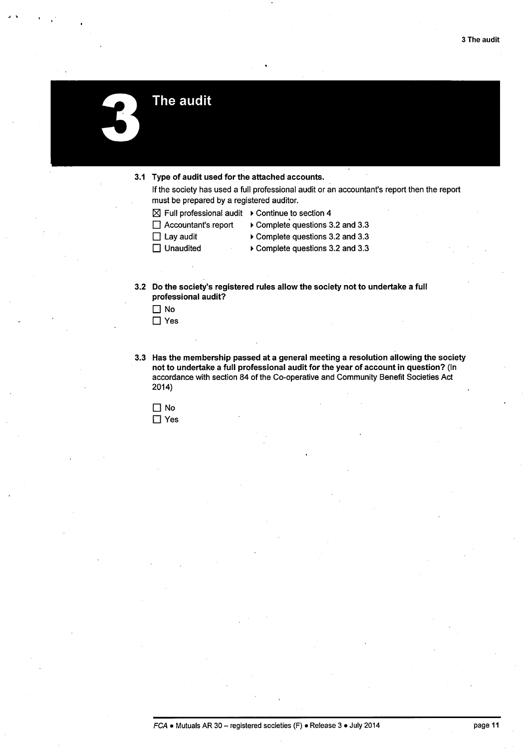# 3 The audit

**3.1 Type of audit used for the attached accounts.**

If the society has used a full professional audit or an accountant's report then the report must be prepared by a registered auditor.

- ☒ Full professional audit ▸ Continue to section 4
- ☐ Accountant's report ▸ Complete questions 3.2 and 3.3
- ☐ Lay audit ▸ Complete questions 3.2 and 3.3
- ☐ Unaudited ▸ Complete questions 3.2 and 3.3

**3.2 Do the society's registered rules allow the society not to undertake a full professional audit?**

- ☐ No
- ☐ Yes

**3.3 Has the membership passed at a general meeting a resolution allowing the society not to undertake a full professional audit for the year of account in question?** (In accordance with section 84 of the Co-operative and Community Benefit Societies Act 2014)

- ☐ No
- ☐ Yes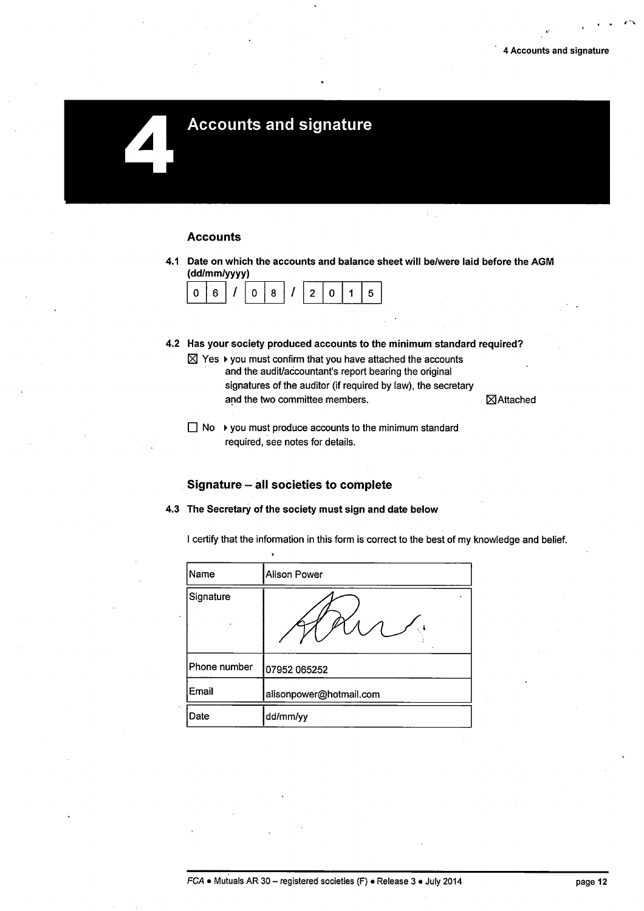# 4 Accounts and signature

## Accounts

**4.1 Date on which the accounts and balance sheet will be/were laid before the AGM (dd/mm/yyyy)**

06 / 08 / 2015

**4.2 Has your society produced accounts to the minimum standard required?**

☒ Yes ▸ you must confirm that you have attached the accounts and the audit/accountant's report bearing the original signatures of the auditor (if required by law), the secretary and the two committee members. ☒ Attached

☐ No ▸ you must produce accounts to the minimum standard required, see notes for details.

## Signature – all societies to complete

**4.3 The Secretary of the society must sign and date below**

I certify that the information in this form is correct to the best of my knowledge and belief.

| | |
|---|---|
| Name | Alison Power |
| Signature | [signature] |
| Phone number | 07952 065252 |
| Email | alisonpower@hotmail.com |
| Date | dd/mm/yy |

FCA • Mutuals AR 30 – registered societies (F) • Release 3 • July 2014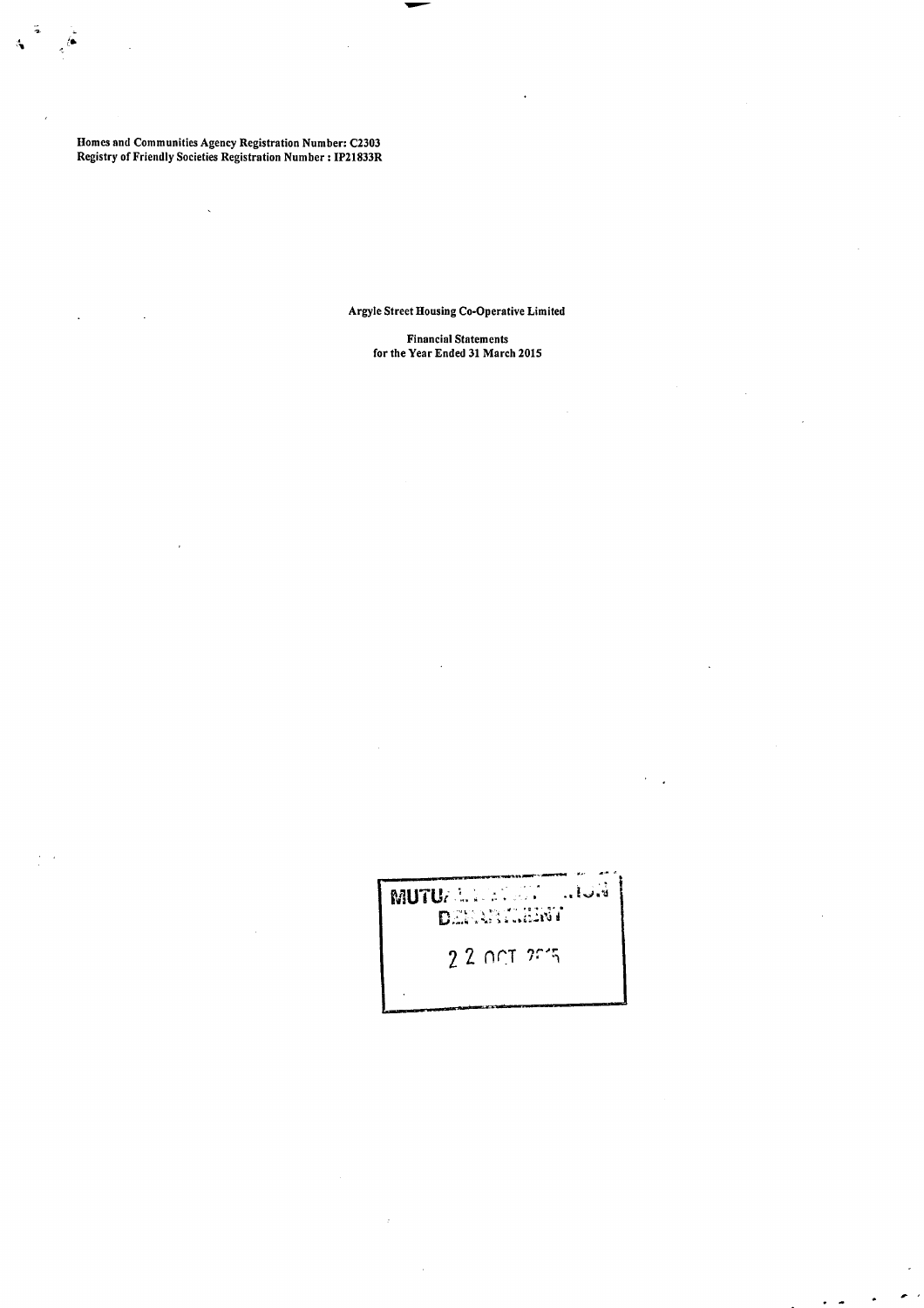**Homes and Communities Agency Registration Number: C2303**
**Registry of Friendly Societies Registration Number : IP21833R**

**Argyle Street Housing Co-Operative Limited**

**Financial Statements**
**for the Year Ended 31 March 2015**

MUTU... ...ION
D... ...MENT

22 OCT 2015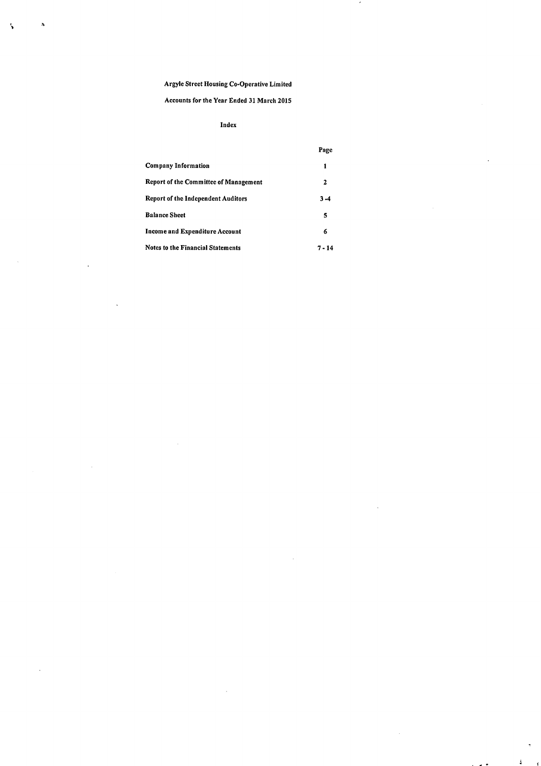# Argyle Street Housing Co-Operative Limited

## Accounts for the Year Ended 31 March 2015

### Index

| | Page |
|---|---|
| **Company Information** | 1 |
| **Report of the Committee of Management** | 2 |
| **Report of the Independent Auditors** | 3 - 4 |
| **Balance Sheet** | 5 |
| **Income and Expenditure Account** | 6 |
| **Notes to the Financial Statements** | 7 - 14 |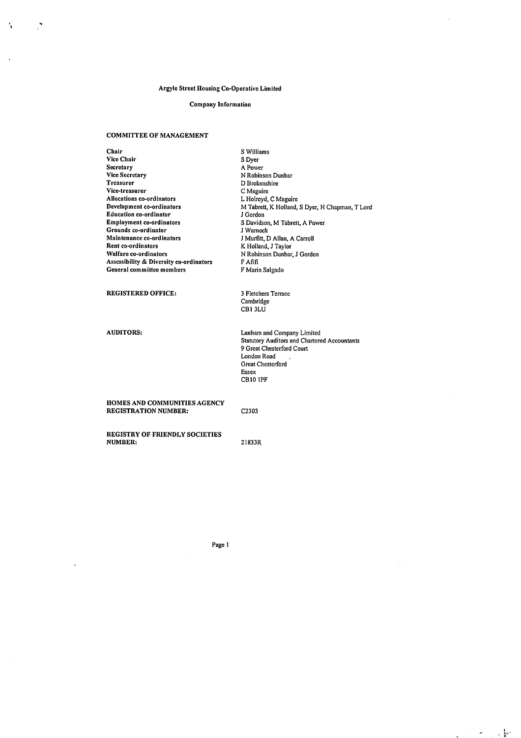# Argyle Street Housing Co-Operative Limited

## Company Information

### COMMITTEE OF MANAGEMENT

| | |
|---|---|
| **Chair** | S Williams |
| **Vice Chair** | S Dyer |
| **Secretary** | A Power |
| **Vice Secretary** | N Robinson Dunbar |
| **Treasurer** | D Brokenshire |
| **Vice-treasurer** | C Maguire |
| **Allocations co-ordinators** | L Holroyd, C Maguire |
| **Development co-ordinators** | M Tabrett, K Holland, S Dyer, H Chapman, T Lord |
| **Education co-ordinator** | J Gordon |
| **Employment co-ordinators** | S Davidson, M Tabrett, A Power |
| **Grounds co-ordinator** | J Warnock |
| **Maintenance co-ordinators** | J Murfitt, D Allan, A Carroll |
| **Rent co-ordinators** | K Holland, J Taylor |
| **Welfare co-ordinators** | N Robinson Dunbar, J Gordon |
| **Assessibility & Diversity co-ordinators** | F Afifi |
| **General committee members** | F Marin Salgado |

**REGISTERED OFFICE:**

3 Fletchers Terrace
Cambridge
CB1 3LU

**AUDITORS:**

Lanham and Company Limited
Statutory Auditors and Chartered Accountants
9 Great Chesterford Court
London Road
Great Chesterford
Essex
CB10 1PF

**HOMES AND COMMUNITIES AGENCY REGISTRATION NUMBER:** C2303

**REGISTRY OF FRIENDLY SOCIETIES NUMBER:** 21833R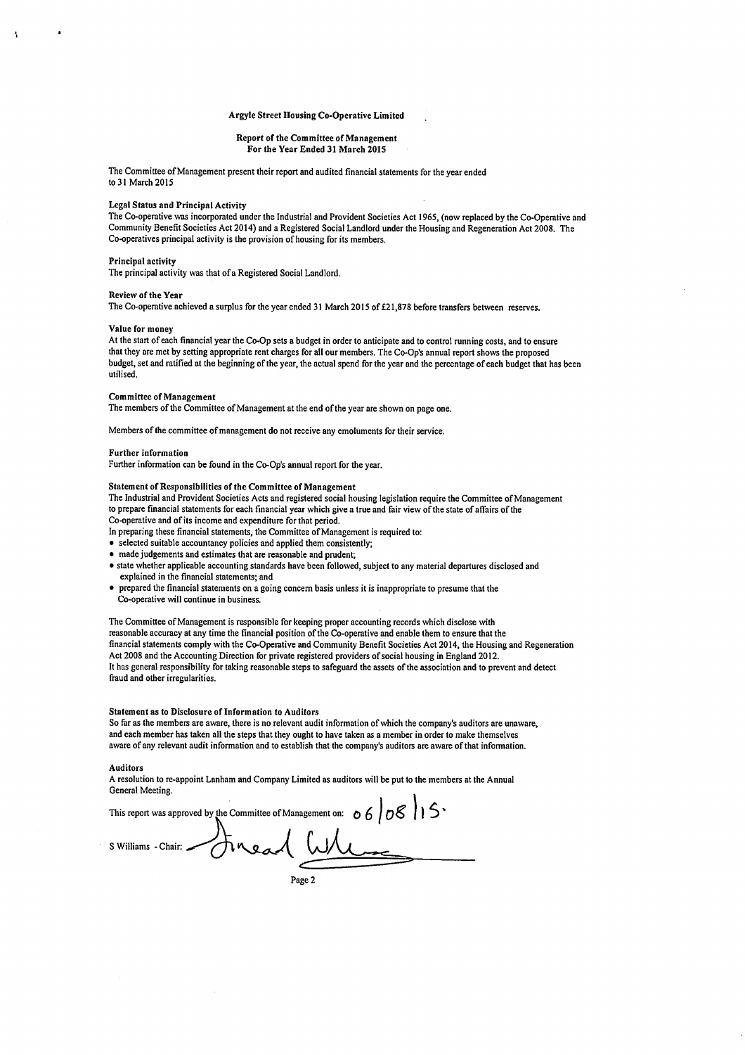# Argyle Street Housing Co-Operative Limited

## Report of the Committee of Management
## For the Year Ended 31 March 2015

The Committee of Management present their report and audited financial statements for the year ended to 31 March 2015

### Legal Status and Principal Activity

The Co-operative was incorporated under the Industrial and Provident Societies Act 1965, (now replaced by the Co-Operative and Community Benefit Societies Act 2014) and a Registered Social Landlord under the Housing and Regeneration Act 2008. The Co-operatives principal activity is the provision of housing for its members.

### Principal activity

The principal activity was that of a Registered Social Landlord.

### Review of the Year

The Co-operative achieved a surplus for the year ended 31 March 2015 of £21,878 before transfers between reserves.

### Value for money

At the start of each financial year the Co-Op sets a budget in order to anticipate and to control running costs, and to ensure that they are met by setting appropriate rent charges for all our members. The Co-Op's annual report shows the proposed budget, set and ratified at the beginning of the year, the actual spend for the year and the percentage of each budget that has been utilised.

### Committee of Management

The members of the Committee of Management at the end of the year are shown on page one.

Members of the committee of management do not receive any emoluments for their service.

### Further information

Further information can be found in the Co-Op's annual report for the year.

### Statement of Responsibilities of the Committee of Management

The Industrial and Provident Societies Acts and registered social housing legislation require the Committee of Management to prepare financial statements for each financial year which give a true and fair view of the state of affairs of the Co-operative and of its income and expenditure for that period.

In preparing these financial statements, the Committee of Management is required to:

- selected suitable accountancy policies and applied them consistently;
- made judgements and estimates that are reasonable and prudent;
- state whether applicable accounting standards have been followed, subject to any material departures disclosed and explained in the financial statements; and
- prepared the financial statements on a going concern basis unless it is inappropriate to presume that the Co-operative will continue in business.

The Committee of Management is responsible for keeping proper accounting records which disclose with reasonable accuracy at any time the financial position of the Co-operative and enable them to ensure that the financial statements comply with the Co-Operative and Community Benefit Societies Act 2014, the Housing and Regeneration Act 2008 and the Accounting Direction for private registered providers of social housing in England 2012.
It has general responsibility for taking reasonable steps to safeguard the assets of the association and to prevent and detect fraud and other irregularities.

### Statement as to Disclosure of Information to Auditors

So far as the members are aware, there is no relevant audit information of which the company's auditors are unaware, and each member has taken all the steps that they ought to have taken as a member in order to make themselves aware of any relevant audit information and to establish that the company's auditors are aware of that information.

### Auditors

A resolution to re-appoint Lanham and Company Limited as auditors will be put to the members at the Annual General Meeting.

This report was approved by the Committee of Management on: 06/08/15.

S Williams - Chair: [signature]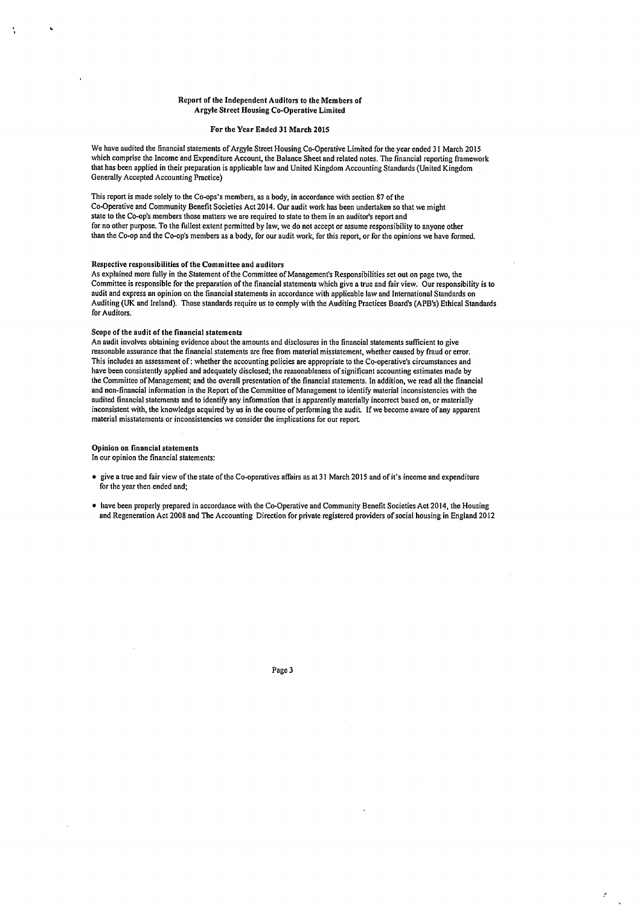**Report of the Independent Auditors to the Members of Argyle Street Housing Co-Operative Limited**

**For the Year Ended 31 March 2015**

We have audited the financial statements of Argyle Street Housing Co-Operative Limited for the year ended 31 March 2015 which comprise the Income and Expenditure Account, the Balance Sheet and related notes. The financial reporting framework that has been applied in their preparation is applicable law and United Kingdom Accounting Standards (United Kingdom Generally Accepted Accounting Practice)

This report is made solely to the Co-ops's members, as a body, in accordance with section 87 of the Co-Operative and Community Benefit Societies Act 2014. Our audit work has been undertaken so that we might state to the Co-op's members those matters we are required to state to them in an auditor's report and for no other purpose. To the fullest extent permitted by law, we do not accept or assume responsibility to anyone other than the Co-op and the Co-op's members as a body, for our audit work, for this report, or for the opinions we have formed.

**Respective responsibilities of the Committee and auditors**

As explained more fully in the Statement of the Committee of Management's Responsibilities set out on page two, the Committee is responsible for the preparation of the financial statements which give a true and fair view. Our responsibility is to audit and express an opinion on the financial statements in accordance with applicable law and International Standards on Auditing (UK and Ireland). Those standards require us to comply with the Auditing Practices Board's (APB's) Ethical Standards for Auditors.

**Scope of the audit of the financial statements**

An audit involves obtaining evidence about the amounts and disclosures in the financial statements sufficient to give reasonable assurance that the financial statements are free from material misstatement, whether caused by fraud or error. This includes an assessment of : whether the accounting policies are appropriate to the Co-operative's circumstances and have been consistently applied and adequately disclosed; the reasonableness of significant accounting estimates made by the Committee of Management; and the overall presentation of the financial statements. In addition, we read all the financial and non-financial information in the Report of the Committee of Management to identify material inconsistencies with the audited financial statements and to identify any information that is apparently materially incorrect based on, or materially inconsistent with, the knowledge acquired by us in the course of performing the audit. If we become aware of any apparent material misstatements or inconsistencies we consider the implications for our report.

**Opinion on financial statements**

In our opinion the financial statements:

- give a true and fair view of the state of the Co-operatives affairs as at 31 March 2015 and of it's income and expenditure for the year then ended and;
- have been properly prepared in accordance with the Co-Operative and Community Benefit Societies Act 2014, the Housing and Regeneration Act 2008 and The Accounting Direction for private registered providers of social housing in England 2012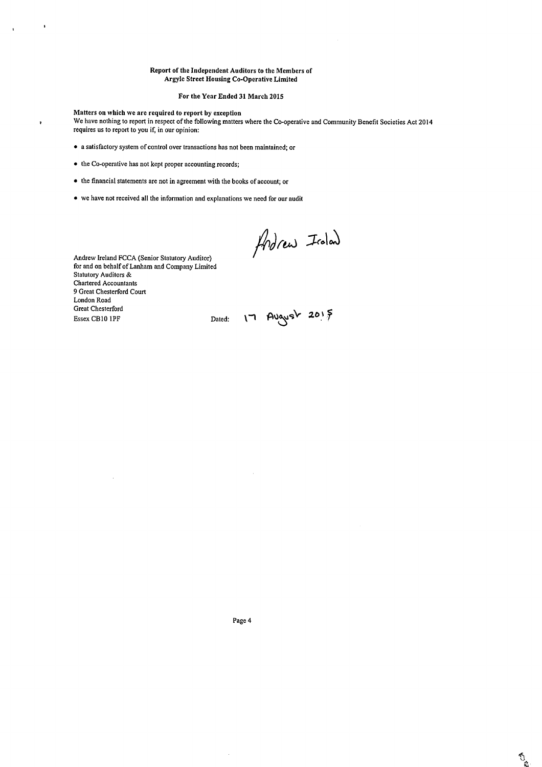**Report of the Independent Auditors to the Members of Argyle Street Housing Co-Operative Limited**

**For the Year Ended 31 March 2015**

**Matters on which we are required to report by exception**

We have nothing to report in respect of the following matters where the Co-operative and Community Benefit Societies Act 2014 requires us to report to you if, in our opinion:

- a satisfactory system of control over transactions has not been maintained; or
- the Co-operative has not kept proper accounting records;
- the financial statements are not in agreement with the books of account; or
- we have not received all the information and explanations we need for our audit

Andrew Ireland

Andrew Ireland FCCA (Senior Statutory Auditor)
for and on behalf of Lanham and Company Limited
Statutory Auditors &
Chartered Accountants
9 Great Chesterford Court
London Road
Great Chesterford
Essex CB10 1PF

Dated: 17 August 2015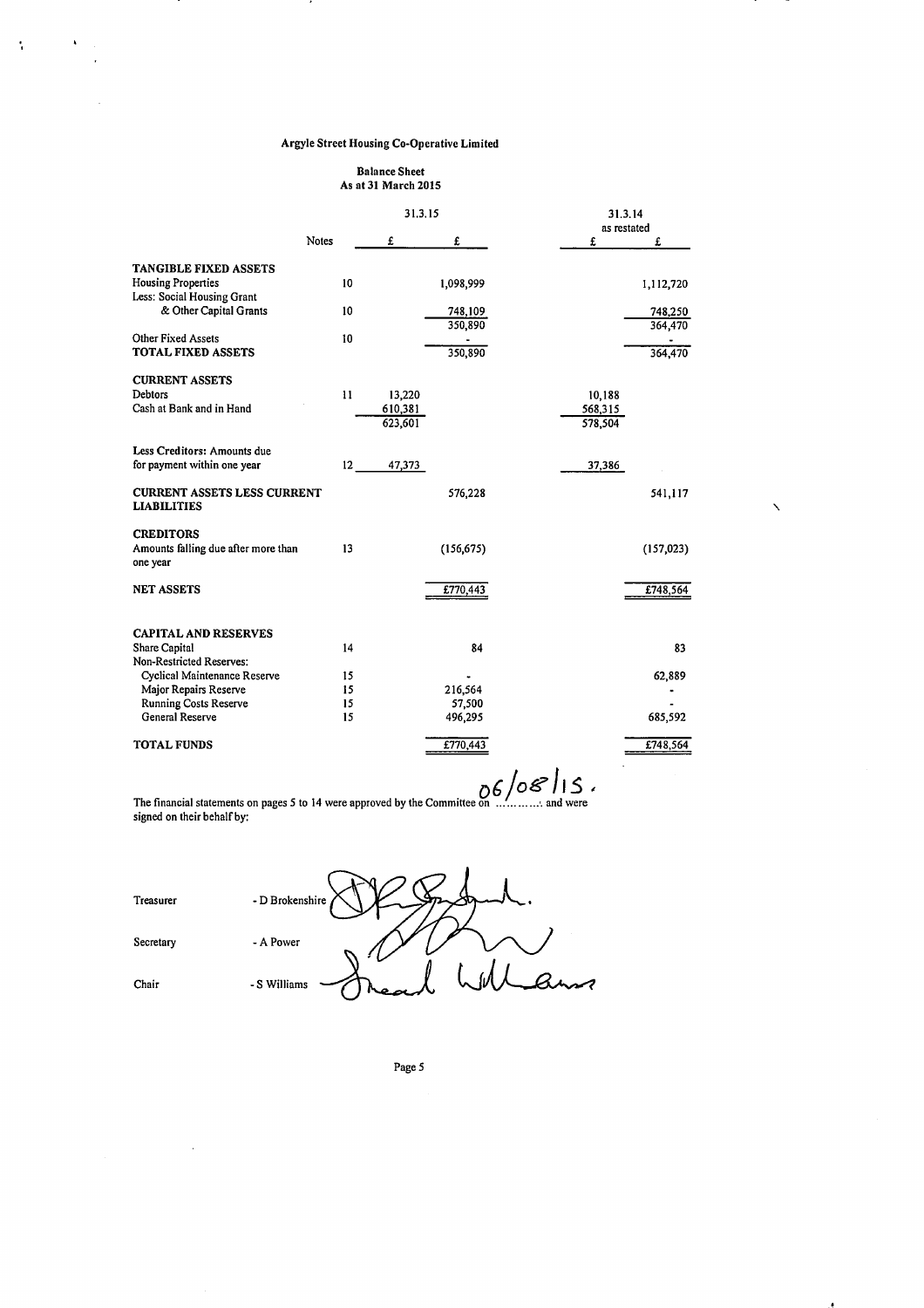# Argyle Street Housing Co-Operative Limited

## Balance Sheet
### As at 31 March 2015

| | Notes | 31.3.15 £ | 31.3.15 £ | 31.3.14 as restated £ | 31.3.14 as restated £ |
|---|---|---|---|---|---|
| **TANGIBLE FIXED ASSETS** | | | | | |
| Housing Properties | 10 | | 1,098,999 | | 1,112,720 |
| Less: Social Housing Grant & Other Capital Grants | 10 | | 748,109 | | 748,250 |
| | | | 350,890 | | 364,470 |
| Other Fixed Assets | 10 | | - | | - |
| **TOTAL FIXED ASSETS** | | | 350,890 | | 364,470 |
| **CURRENT ASSETS** | | | | | |
| Debtors | 11 | 13,220 | | 10,188 | |
| Cash at Bank and in Hand | | 610,381 | | 568,315 | |
| | | 623,601 | | 578,504 | |
| Less Creditors: Amounts due for payment within one year | 12 | 47,373 | | 37,386 | |
| **CURRENT ASSETS LESS CURRENT LIABILITIES** | | | 576,228 | | 541,117 |
| **CREDITORS** | | | | | |
| Amounts falling due after more than one year | 13 | | (156,675) | | (157,023) |
| **NET ASSETS** | | | £770,443 | | £748,564 |
| **CAPITAL AND RESERVES** | | | | | |
| Share Capital | 14 | | 84 | | 83 |
| Non-Restricted Reserves: | | | | | |
| Cyclical Maintenance Reserve | 15 | | - | | 62,889 |
| Major Repairs Reserve | 15 | | 216,564 | | - |
| Running Costs Reserve | 15 | | 57,500 | | - |
| General Reserve | 15 | | 496,295 | | 685,592 |
| **TOTAL FUNDS** | | | £770,443 | | £748,564 |

The financial statements on pages 5 to 14 were approved by the Committee on 06/08/15. and were signed on their behalf by:

Treasurer - D Brokenshire

Secretary - A Power

Chair - S Williams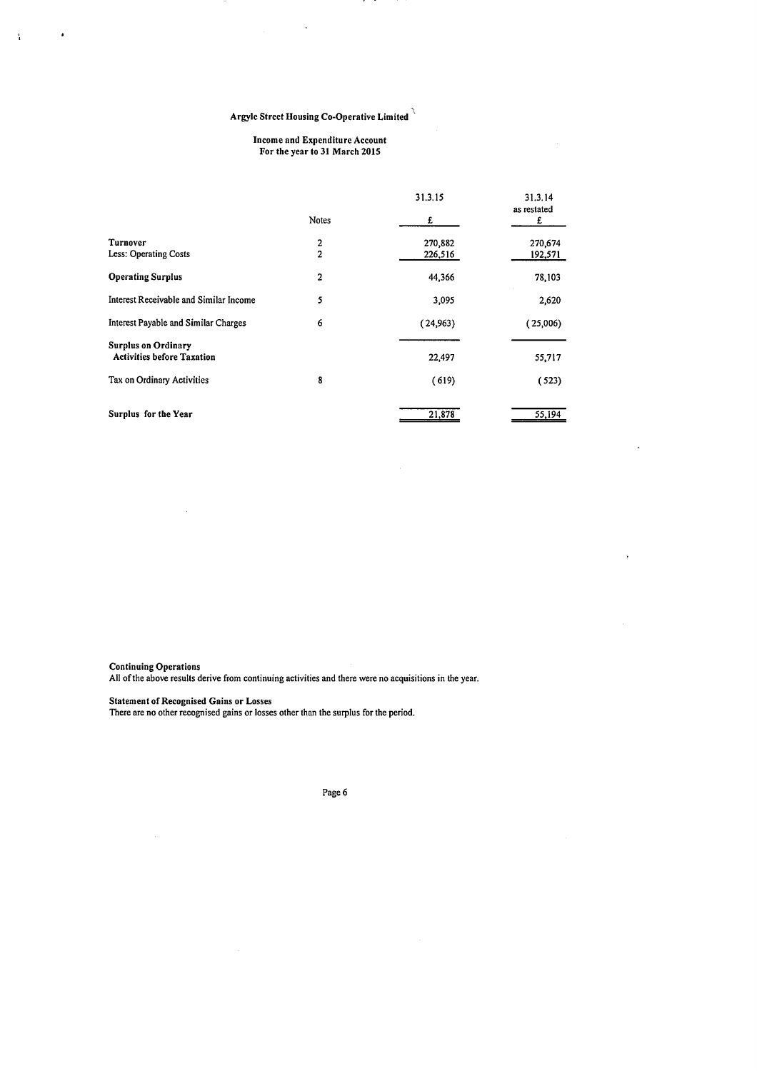# Argyle Street Housing Co-Operative Limited

## Income and Expenditure Account
### For the year to 31 March 2015

| | Notes | 31.3.15<br>£ | 31.3.14<br>as restated<br>£ |
|---|---|---|---|
| **Turnover** | 2 | 270,882 | 270,674 |
| Less: Operating Costs | 2 | 226,516 | 192,571 |
| **Operating Surplus** | 2 | 44,366 | 78,103 |
| Interest Receivable and Similar Income | 5 | 3,095 | 2,620 |
| Interest Payable and Similar Charges | 6 | ( 24,963) | ( 25,006) |
| **Surplus on Ordinary Activities before Taxation** | | 22,497 | 55,717 |
| Tax on Ordinary Activities | 8 | ( 619) | ( 523) |
| **Surplus for the Year** | | 21,878 | 55,194 |

**Continuing Operations**
All of the above results derive from continuing activities and there were no acquisitions in the year.

**Statement of Recognised Gains or Losses**
There are no other recognised gains or losses other than the surplus for the period.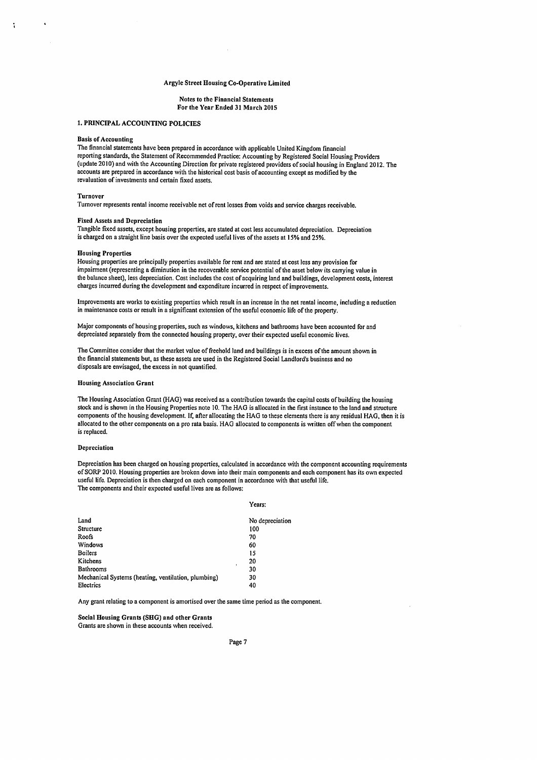Argyle Street Housing Co-Operative Limited

Notes to the Financial Statements
For the Year Ended 31 March 2015

## 1. PRINCIPAL ACCOUNTING POLICIES

### Basis of Accounting

The financial statements have been prepared in accordance with applicable United Kingdom financial reporting standards, the Statement of Recommended Practice: Accounting by Registered Social Housing Providers (update 2010) and with the Accounting Direction for private registered providers of social housing in England 2012. The accounts are prepared in accordance with the historical cost basis of accounting except as modified by the revaluation of investments and certain fixed assets.

### Turnover

Turnover represents rental income receivable net of rent losses from voids and service charges receivable.

### Fixed Assets and Depreciation

Tangible fixed assets, except housing properties, are stated at cost less accumulated depreciation. Depreciation is charged on a straight line basis over the expected useful lives of the assets at 15% and 25%.

### Housing Properties

Housing properties are principally properties available for rent and are stated at cost less any provision for impairment (representing a diminution in the recoverable service potential of the asset below its carrying value in the balance sheet), less depreciation. Cost includes the cost of acquiring land and buildings, development costs, interest charges incurred during the development and expenditure incurred in respect of improvements.

Improvements are works to existing properties which result in an increase in the net rental income, including a reduction in maintenance costs or result in a significant extension of the useful economic life of the property.

Major components of housing properties, such as windows, kitchens and bathrooms have been accounted for and depreciated separately from the connected housing property, over their expected useful economic lives.

The Committee consider that the market value of freehold land and buildings is in excess of the amount shown in the financial statements but, as these assets are used in the Registered Social Landlord's business and no disposals are envisaged, the excess in not quantified.

### Housing Association Grant

The Housing Association Grant (HAG) was received as a contribution towards the capital costs of building the housing stock and is shown in the Housing Properties note 10. The HAG is allocated in the first instance to the land and structure components of the housing development. If, after allocating the HAG to these elements there is any residual HAG, then it is allocated to the other components on a pro rata basis. HAG allocated to components is written off when the component is replaced.

### Depreciation

Depreciation has been charged on housing properties, calculated in accordance with the component accounting requirements of SORP 2010. Housing properties are broken down into their main components and each component has its own expected useful life. Depreciation is then charged on each component in accordance with that useful life.
The components and their expected useful lives are as follows:

| | Years: |
|---|---|
| Land | No depreciation |
| Structure | 100 |
| Roofs | 70 |
| Windows | 60 |
| Boilers | 15 |
| Kitchens | 20 |
| Bathrooms | 30 |
| Mechanical Systems (heating, ventilation, plumbing) | 30 |
| Electrics | 40 |

Any grant relating to a component is amortised over the same time period as the component.

### Social Housing Grants (SHG) and other Grants

Grants are shown in these accounts when received.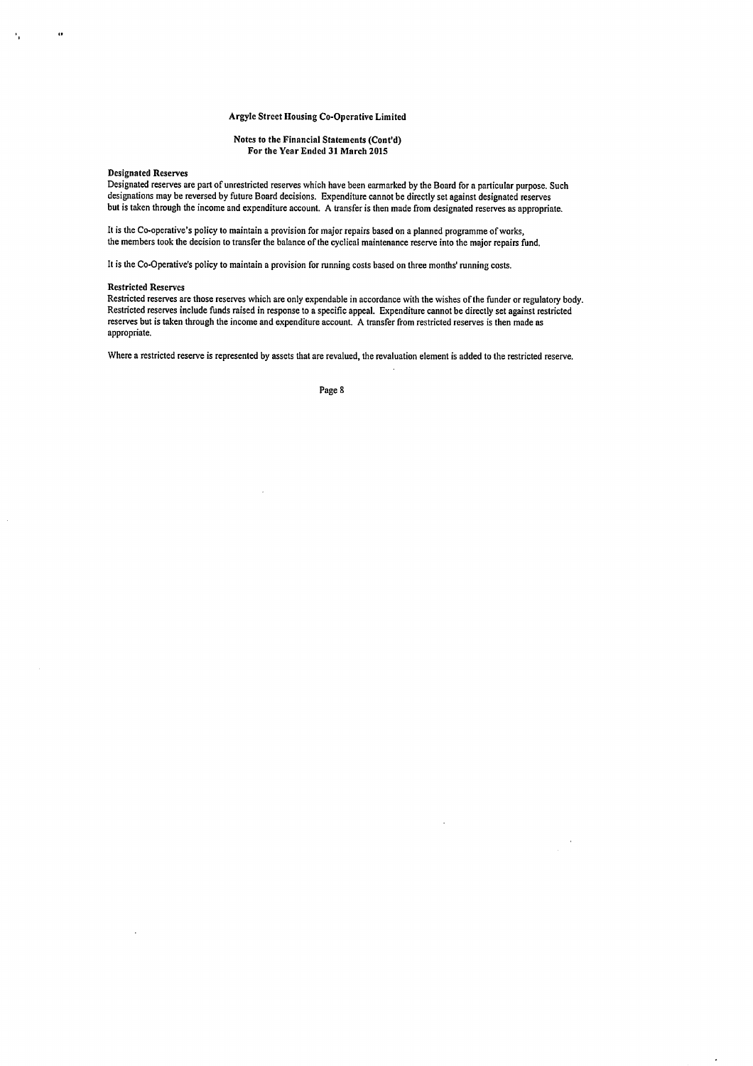### Argyle Street Housing Co-Operative Limited

#### Notes to the Financial Statements (Cont'd)
#### For the Year Ended 31 March 2015

**Designated Reserves**

Designated reserves are part of unrestricted reserves which have been earmarked by the Board for a particular purpose. Such designations may be reversed by future Board decisions. Expenditure cannot be directly set against designated reserves but is taken through the income and expenditure account. A transfer is then made from designated reserves as appropriate.

It is the Co-operative's policy to maintain a provision for major repairs based on a planned programme of works, the members took the decision to transfer the balance of the cyclical maintenance reserve into the major repairs fund.

It is the Co-Operative's policy to maintain a provision for running costs based on three months' running costs.

**Restricted Reserves**

Restricted reserves are those reserves which are only expendable in accordance with the wishes of the funder or regulatory body. Restricted reserves include funds raised in response to a specific appeal. Expenditure cannot be directly set against restricted reserves but is taken through the income and expenditure account. A transfer from restricted reserves is then made as appropriate.

Where a restricted reserve is represented by assets that are revalued, the revaluation element is added to the restricted reserve.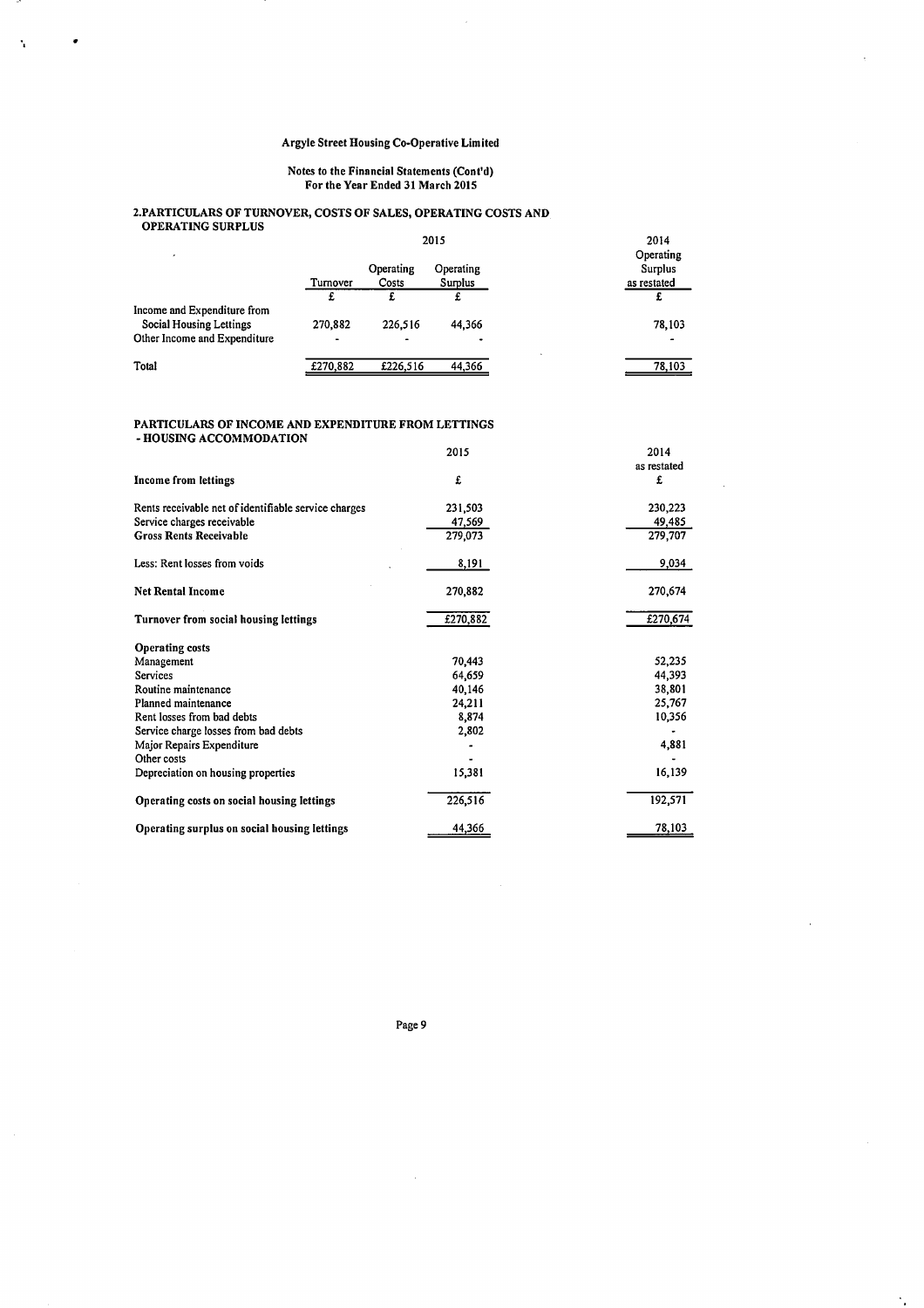Argyle Street Housing Co-Operative Limited

Notes to the Financial Statements (Cont'd)
For the Year Ended 31 March 2015

## 2. PARTICULARS OF TURNOVER, COSTS OF SALES, OPERATING COSTS AND OPERATING SURPLUS

| | 2015 | | | 2014 |
|---|---|---|---|---|
| | Turnover | Operating Costs | Operating Surplus | Operating Surplus as restated |
| | £ | £ | £ | £ |
| Income and Expenditure from Social Housing Lettings | 270,882 | 226,516 | 44,366 | 78,103 |
| Other Income and Expenditure | - | - | - | - |
| Total | £270,882 | £226,516 | 44,366 | 78,103 |

## PARTICULARS OF INCOME AND EXPENDITURE FROM LETTINGS - HOUSING ACCOMMODATION

| | 2015 | 2014 as restated |
|---|---|---|
| **Income from lettings** | £ | £ |
| Rents receivable net of identifiable service charges | 231,503 | 230,223 |
| Service charges receivable | 47,569 | 49,485 |
| **Gross Rents Receivable** | 279,073 | 279,707 |
| Less: Rent losses from voids | 8,191 | 9,034 |
| **Net Rental Income** | 270,882 | 270,674 |
| **Turnover from social housing lettings** | £270,882 | £270,674 |
| **Operating costs** | | |
| Management | 70,443 | 52,235 |
| Services | 64,659 | 44,393 |
| Routine maintenance | 40,146 | 38,801 |
| Planned maintenance | 24,211 | 25,767 |
| Rent losses from bad debts | 8,874 | 10,356 |
| Service charge losses from bad debts | 2,802 | - |
| Major Repairs Expenditure | - | 4,881 |
| Other costs | - | - |
| Depreciation on housing properties | 15,381 | 16,139 |
| **Operating costs on social housing lettings** | 226,516 | 192,571 |
| **Operating surplus on social housing lettings** | 44,366 | 78,103 |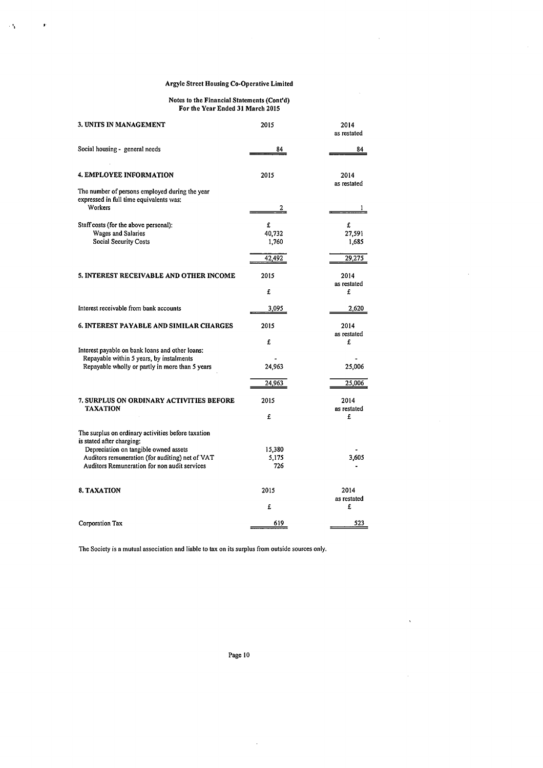# Argyle Street Housing Co-Operative Limited

## Notes to the Financial Statements (Cont'd)
## For the Year Ended 31 March 2015

| 3. UNITS IN MANAGEMENT | 2015 | 2014 as restated |
|---|---|---|
| Social housing - general needs | 84 | 84 |

| 4. EMPLOYEE INFORMATION | 2015 | 2014 as restated |
|---|---|---|
| The number of persons employed during the year expressed in full time equivalents was: | | |
| Workers | 2 | 1 |
| Staff costs (for the above personal): | £ | £ |
| Wages and Salaries | 40,732 | 27,591 |
| Social Security Costs | 1,760 | 1,685 |
| | 42,492 | 29,275 |

| 5. INTEREST RECEIVABLE AND OTHER INCOME | 2015 | 2014 as restated |
|---|---|---|
| | £ | £ |
| Interest receivable from bank accounts | 3,095 | 2,620 |

| 6. INTEREST PAYABLE AND SIMILAR CHARGES | 2015 | 2014 as restated |
|---|---|---|
| | £ | £ |
| Interest payable on bank loans and other loans: | | |
| Repayable within 5 years, by instalments | - | - |
| Repayable wholly or partly in more than 5 years | 24,963 | 25,006 |
| | 24,963 | 25,006 |

| 7. SURPLUS ON ORDINARY ACTIVITIES BEFORE TAXATION | 2015 | 2014 as restated |
|---|---|---|
| | £ | £ |
| The surplus on ordinary activities before taxation is stated after charging: | | |
| Depreciation on tangible owned assets | 15,380 | - |
| Auditors remuneration (for auditing) net of VAT | 5,175 | 3,605 |
| Auditors Remuneration for non audit services | 726 | - |

| 8. TAXATION | 2015 | 2014 as restated |
|---|---|---|
| | £ | £ |
| Corporation Tax | 619 | 523 |

The Society is a mutual association and liable to tax on its surplus from outside sources only.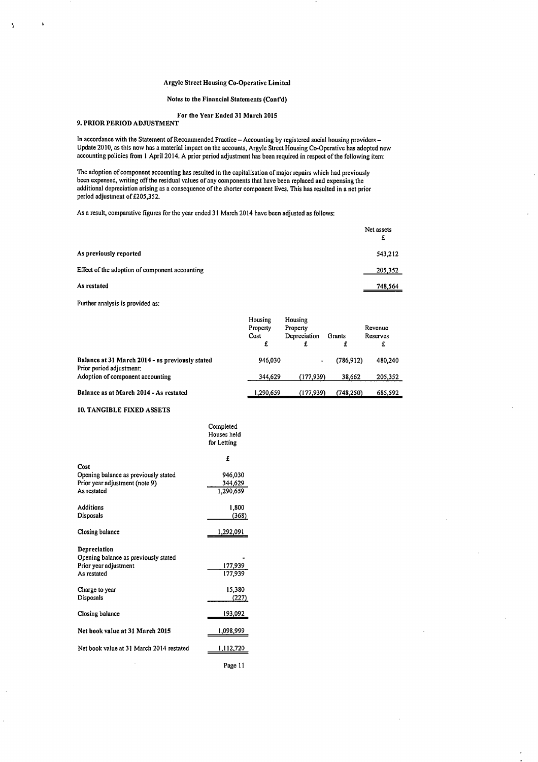Argyle Street Housing Co-Operative Limited

Notes to the Financial Statements (Cont'd)

For the Year Ended 31 March 2015

## 9. PRIOR PERIOD ADJUSTMENT

In accordance with the Statement of Recommended Practice – Accounting by registered social housing providers – Update 2010, as this now has a material impact on the accounts, Argyle Street Housing Co-Operative has adopted new accounting policies from 1 April 2014. A prior period adjustment has been required in respect of the following item:

The adoption of component accounting has resulted in the capitalisation of major repairs which had previously been expensed, writing off the residual values of any components that have been replaced and expensing the additional depreciation arising as a consequence of the shorter component lives. This has resulted in a net prior period adjustment of £205,352.

As a result, comparative figures for the year ended 31 March 2014 have been adjusted as follows:

| | Net assets £ |
|---|---|
| **As previously reported** | 543,212 |
| Effect of the adoption of component accounting | 205,352 |
| **As restated** | 748,564 |

Further analysis is provided as:

| | Housing Property Cost £ | Housing Property Depreciation £ | Grants £ | Revenue Reserves £ |
|---|---|---|---|---|
| **Balance at 31 March 2014 - as previously stated** | 946,030 | - | (786,912) | 480,240 |
| Prior period adjustment: | | | | |
| Adoption of component accounting | 344,629 | (177,939) | 38,662 | 205,352 |
| **Balance as at March 2014 - As restated** | 1,290,659 | (177,939) | (748,250) | 685,592 |

## 10. TANGIBLE FIXED ASSETS

| | Completed Houses held for Letting £ |
|---|---|
| **Cost** | |
| Opening balance as previously stated | 946,030 |
| Prior year adjustment (note 9) | 344,629 |
| As restated | 1,290,659 |
| | |
| Additions | 1,800 |
| Disposals | (368) |
| | |
| Closing balance | 1,292,091 |
| | |
| **Depreciation** | |
| Opening balance as previously stated | - |
| Prior year adjustment | 177,939 |
| As restated | 177,939 |
| | |
| Charge to year | 15,380 |
| Disposals | (227) |
| | |
| Closing balance | 193,092 |
| | |
| **Net book value at 31 March 2015** | 1,098,999 |
| | |
| Net book value at 31 March 2014 restated | 1,112,720 |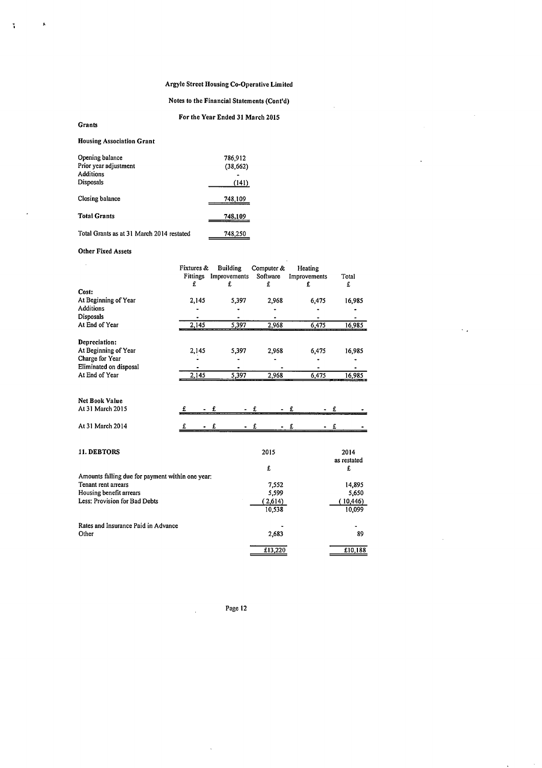# Argyle Street Housing Co-Operative Limited

## Notes to the Financial Statements (Cont'd)

### For the Year Ended 31 March 2015

**Grants**

**Housing Association Grant**

| | |
|---|---|
| Opening balance | 786,912 |
| Prior year adjustment | (38,662) |
| Additions | - |
| Disposals | (141) |
| Closing balance | 748,109 |
| **Total Grants** | 748,109 |
| Total Grants as at 31 March 2014 restated | 748,250 |

**Other Fixed Assets**

| | Fixtures & Fittings £ | Building Improvements £ | Computer & Software £ | Heating Improvements £ | Total £ |
|---|---|---|---|---|---|
| **Cost:** | | | | | |
| At Beginning of Year | 2,145 | 5,397 | 2,968 | 6,475 | 16,985 |
| Additions | - | - | - | - | - |
| Disposals | - | - | - | - | - |
| At End of Year | 2,145 | 5,397 | 2,968 | 6,475 | 16,985 |
| **Depreciation:** | | | | | |
| At Beginning of Year | 2,145 | 5,397 | 2,968 | 6,475 | 16,985 |
| Charge for Year | - | - | - | - | - |
| Eliminated on disposal | - | - | - | - | - |
| At End of Year | 2,145 | 5,397 | 2,968 | 6,475 | 16,985 |
| **Net Book Value** | | | | | |
| At 31 March 2015 | £ - | £ - | £ - | £ - | £ - |
| At 31 March 2014 | £ - | £ - | £ - | £ - | £ - |

## 11. DEBTORS

| | 2015 £ | 2014 as restated £ |
|---|---|---|
| Amounts falling due for payment within one year: | | |
| Tenant rent arrears | 7,552 | 14,895 |
| Housing benefit arrears | 5,599 | 5,650 |
| Less: Provision for Bad Debts | (2,614) | (10,446) |
| | 10,538 | 10,099 |
| Rates and Insurance Paid in Advance | - | - |
| Other | 2,683 | 89 |
| | £13,220 | £10,188 |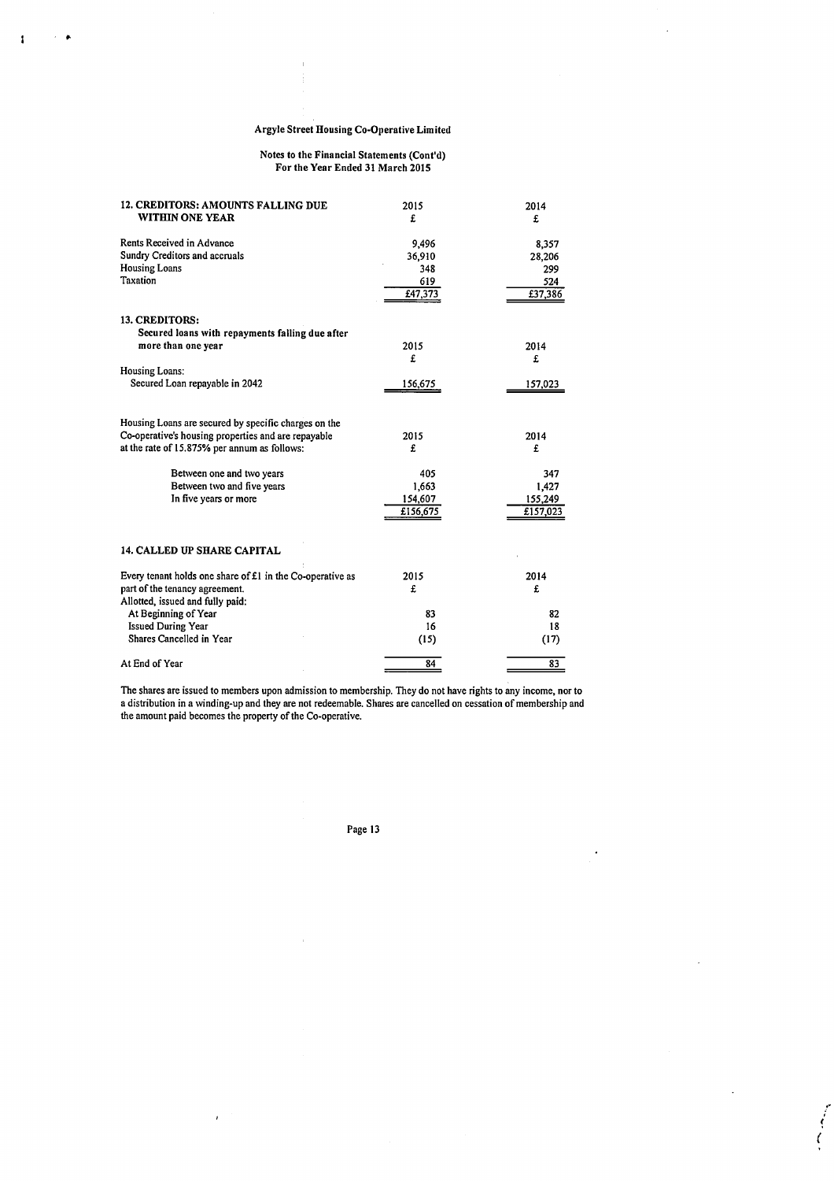# Argyle Street Housing Co-Operative Limited

## Notes to the Financial Statements (Cont'd)
## For the Year Ended 31 March 2015

| **12. CREDITORS: AMOUNTS FALLING DUE WITHIN ONE YEAR** | 2015 | 2014 |
|---|---|---|
| | £ | £ |
| Rents Received in Advance | 9,496 | 8,357 |
| Sundry Creditors and accruals | 36,910 | 28,206 |
| Housing Loans | 348 | 299 |
| Taxation | 619 | 524 |
| | £47,373 | £37,386 |

| **13. CREDITORS:** Secured loans with repayments falling due after more than one year | 2015 | 2014 |
|---|---|---|
| | £ | £ |
| Housing Loans: | | |
| Secured Loan repayable in 2042 | 156,675 | 157,023 |

| Housing Loans are secured by specific charges on the Co-operative's housing properties and are repayable at the rate of 15.875% per annum as follows: | 2015 | 2014 |
|---|---|---|
| | £ | £ |
| Between one and two years | 405 | 347 |
| Between two and five years | 1,663 | 1,427 |
| In five years or more | 154,607 | 155,249 |
| | £156,675 | £157,023 |

### 14. CALLED UP SHARE CAPITAL

| Every tenant holds one share of £1 in the Co-operative as part of the tenancy agreement. | 2015 | 2014 |
|---|---|---|
| | £ | £ |
| Allotted, issued and fully paid: | | |
| At Beginning of Year | 83 | 82 |
| Issued During Year | 16 | 18 |
| Shares Cancelled in Year | (15) | (17) |
| At End of Year | 84 | 83 |

The shares are issued to members upon admission to membership. They do not have rights to any income, nor to a distribution in a winding-up and they are not redeemable. Shares are cancelled on cessation of membership and the amount paid becomes the property of the Co-operative.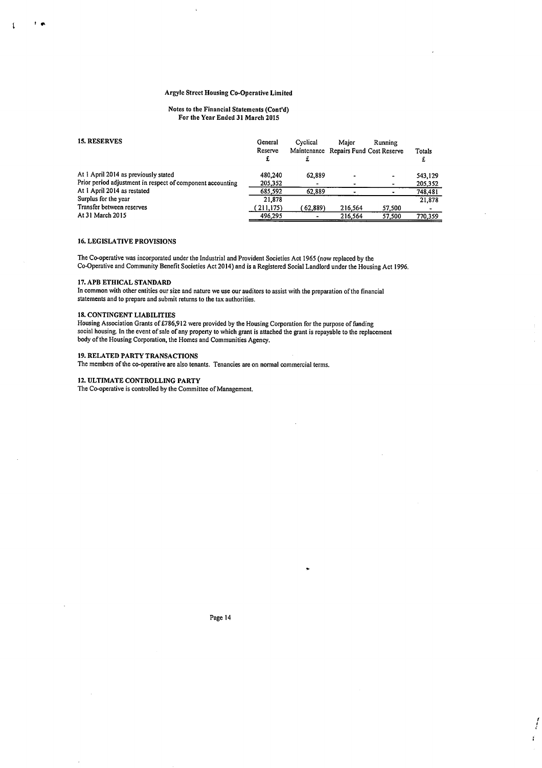Argyle Street Housing Co-Operative Limited

Notes to the Financial Statements (Cont'd)
For the Year Ended 31 March 2015

## 15. RESERVES

| | General Reserve £ | Cyclical Maintenance £ | Major Repairs Fund | Running Cost Reserve | Totals £ |
|---|---|---|---|---|---|
| At 1 April 2014 as previously stated | 480,240 | 62,889 | - | - | 543,129 |
| Prior period adjustment in respect of component accounting | 205,352 | - | - | - | 205,352 |
| At 1 April 2014 as restated | 685,592 | 62,889 | - | - | 748,481 |
| Surplus for the year | 21,878 | | | | 21,878 |
| Transfer between reserves | (211,175) | (62,889) | 216,564 | 57,500 | - |
| At 31 March 2015 | 496,295 | - | 216,564 | 57,500 | 770,359 |

## 16. LEGISLATIVE PROVISIONS

The Co-operative was incorporated under the Industrial and Provident Societies Act 1965 (now replaced by the Co-Operative and Community Benefit Societies Act 2014) and is a Registered Social Landlord under the Housing Act 1996.

## 17. APB ETHICAL STANDARD

In common with other entities our size and nature we use our auditors to assist with the preparation of the financial statements and to prepare and submit returns to the tax authorities.

## 18. CONTINGENT LIABILITIES

Housing Association Grants of £786,912 were provided by the Housing Corporation for the purpose of funding social housing. In the event of sale of any property to which grant is attached the grant is repayable to the replacement body of the Housing Corporation, the Homes and Communities Agency.

## 19. RELATED PARTY TRANSACTIONS

The members of the co-operative are also tenants. Tenancies are on normal commercial terms.

## 12. ULTIMATE CONTROLLING PARTY

The Co-operative is controlled by the Committee of Management.